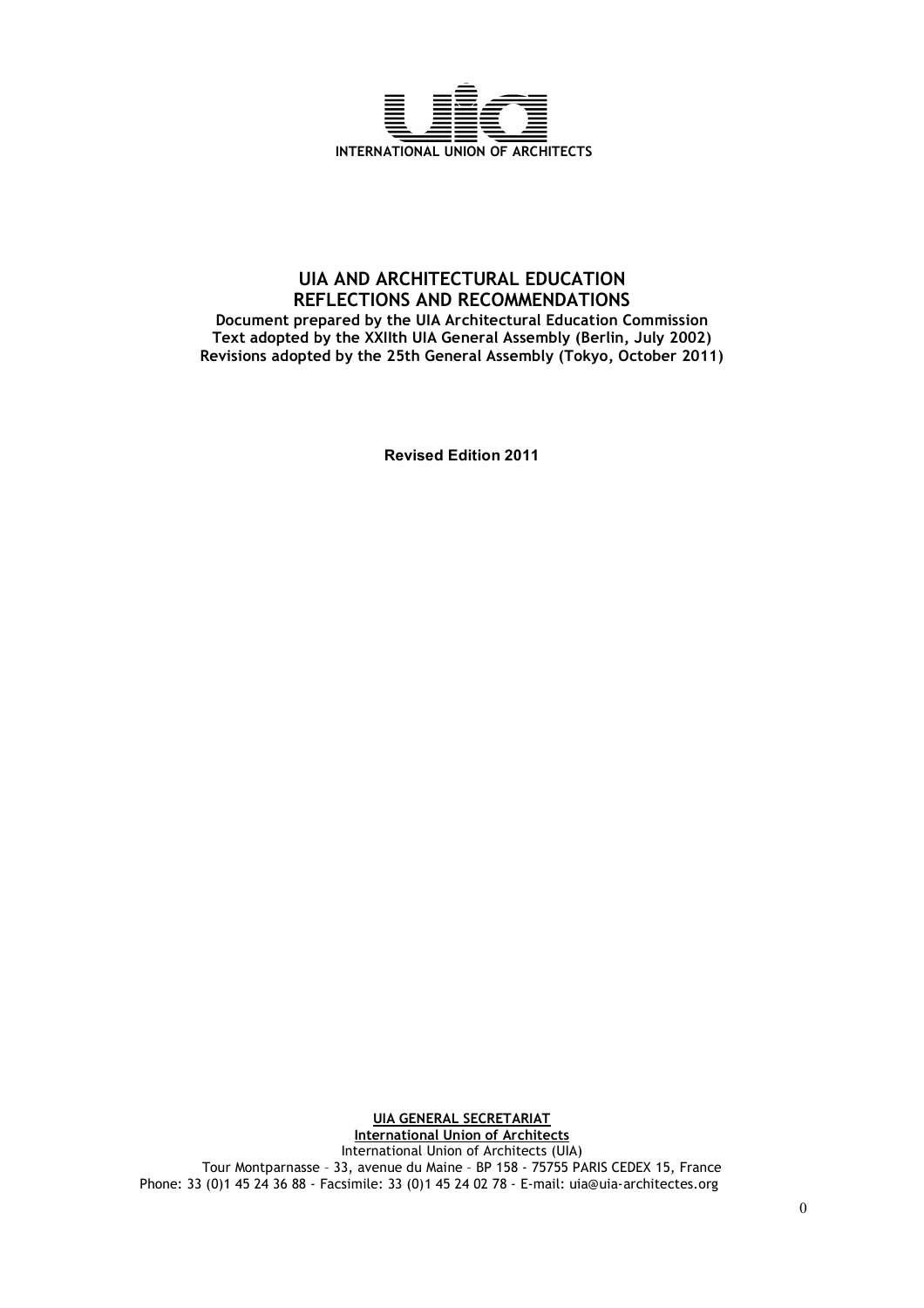INTERNATIONAL UNION OF ARCHITECTS

# UIA AND ARCHITECTURAL EDUCATION
## REFLECTIONS AND RECOMMENDATIONS

**Document prepared by the UIA Architectural Education Commission**
**Text adopted by the XXIIth UIA General Assembly (Berlin, July 2002)**
**Revisions adopted by the 25th General Assembly (Tokyo, October 2011)**

**Revised Edition 2011**

**UIA GENERAL SECRETARIAT**
**International Union of Architects**
International Union of Architects (UIA)
Tour Montparnasse – 33, avenue du Maine – BP 158 - 75755 PARIS CEDEX 15, France
Phone: 33 (0)1 45 24 36 88 - Facsimile: 33 (0)1 45 24 02 78 - E-mail: uia@uia-architectes.org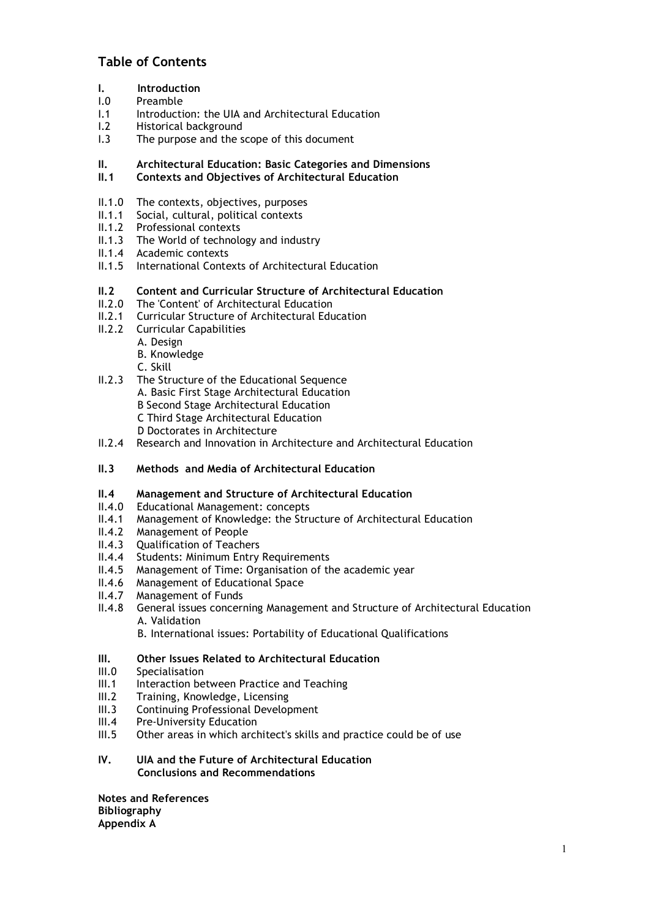## Table of Contents

**I. Introduction**

I.0 Preamble
I.1 Introduction: the UIA and Architectural Education
I.2 Historical background
I.3 The purpose and the scope of this document

**II. Architectural Education: Basic Categories and Dimensions**

**II.1 Contexts and Objectives of Architectural Education**

II.1.0 The contexts, objectives, purposes
II.1.1 Social, cultural, political contexts
II.1.2 Professional contexts
II.1.3 The World of technology and industry
II.1.4 Academic contexts
II.1.5 International Contexts of Architectural Education

**II.2 Content and Curricular Structure of Architectural Education**

II.2.0 The 'Content' of Architectural Education
II.2.1 Curricular Structure of Architectural Education
II.2.2 Curricular Capabilities
- A. Design
- B. Knowledge
- C. Skill

II.2.3 The Structure of the Educational Sequence
- A. Basic First Stage Architectural Education
- B Second Stage Architectural Education
- C Third Stage Architectural Education
- D Doctorates in Architecture

II.2.4 Research and Innovation in Architecture and Architectural Education

**II.3 Methods and Media of Architectural Education**

**II.4 Management and Structure of Architectural Education**

II.4.0 Educational Management: concepts
II.4.1 Management of Knowledge: the Structure of Architectural Education
II.4.2 Management of People
II.4.3 Qualification of Teachers
II.4.4 Students: Minimum Entry Requirements
II.4.5 Management of Time: Organisation of the academic year
II.4.6 Management of Educational Space
II.4.7 Management of Funds
II.4.8 General issues concerning Management and Structure of Architectural Education
- A. Validation
- B. International issues: Portability of Educational Qualifications

**III. Other Issues Related to Architectural Education**

III.0 Specialisation
III.1 Interaction between Practice and Teaching
III.2 Training, Knowledge, Licensing
III.3 Continuing Professional Development
III.4 Pre-University Education
III.5 Other areas in which architect's skills and practice could be of use

**IV. UIA and the Future of Architectural Education**
**Conclusions and Recommendations**

**Notes and References**
**Bibliography**
**Appendix A**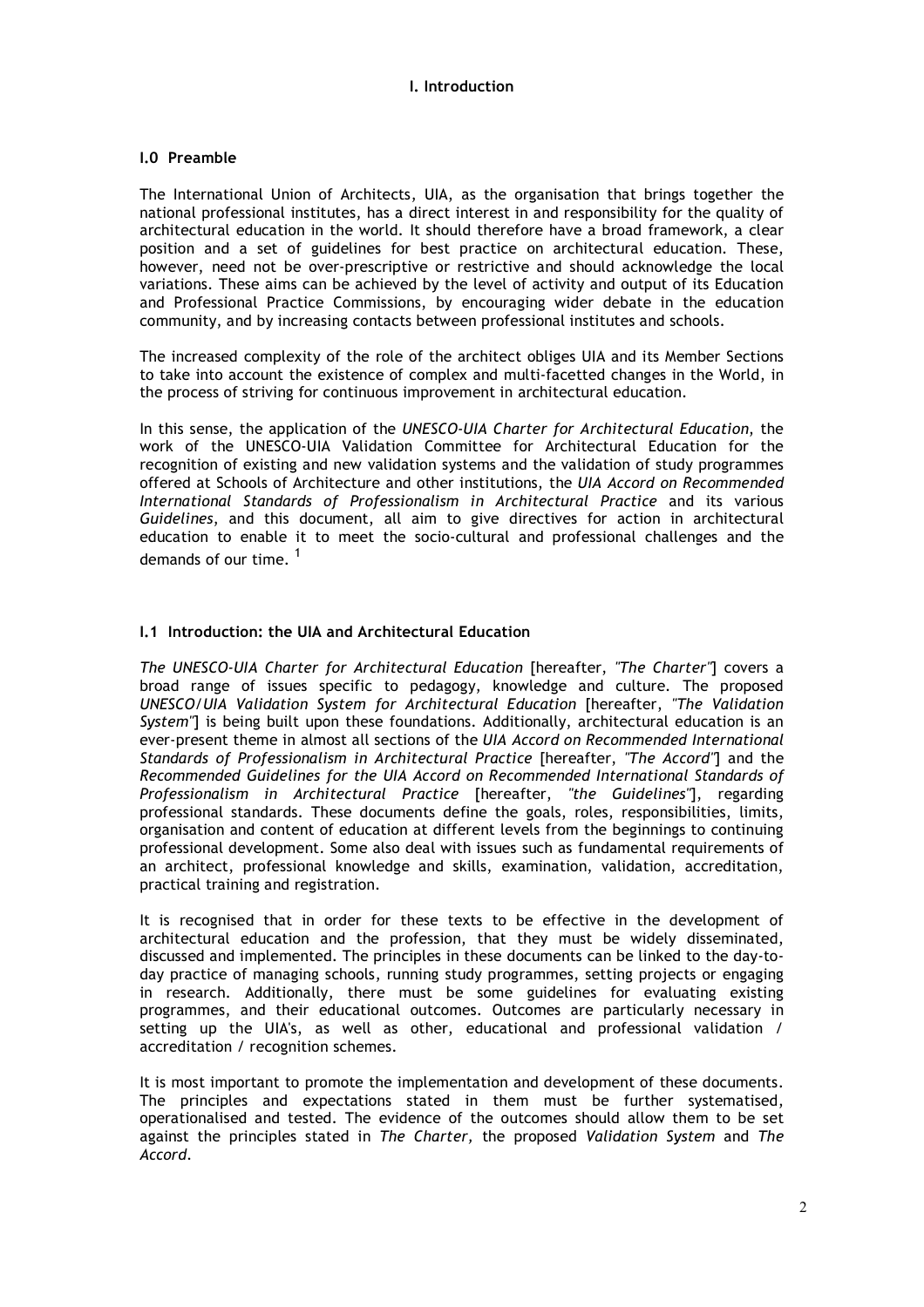## I. Introduction

### I.0 Preamble

The International Union of Architects, UIA, as the organisation that brings together the national professional institutes, has a direct interest in and responsibility for the quality of architectural education in the world. It should therefore have a broad framework, a clear position and a set of guidelines for best practice on architectural education. These, however, need not be over-prescriptive or restrictive and should acknowledge the local variations. These aims can be achieved by the level of activity and output of its Education and Professional Practice Commissions, by encouraging wider debate in the education community, and by increasing contacts between professional institutes and schools.

The increased complexity of the role of the architect obliges UIA and its Member Sections to take into account the existence of complex and multi-facetted changes in the World, in the process of striving for continuous improvement in architectural education.

In this sense, the application of the *UNESCO-UIA Charter for Architectural Education*, the work of the UNESCO-UIA Validation Committee for Architectural Education for the recognition of existing and new validation systems and the validation of study programmes offered at Schools of Architecture and other institutions, the *UIA Accord on Recommended International Standards of Professionalism in Architectural Practice* and its various *Guidelines*, and this document, all aim to give directives for action in architectural education to enable it to meet the socio-cultural and professional challenges and the demands of our time. [1]

### I.1 Introduction: the UIA and Architectural Education

*The UNESCO-UIA Charter for Architectural Education* [hereafter, *"The Charter"*] covers a broad range of issues specific to pedagogy, knowledge and culture. The proposed *UNESCO/UIA Validation System for Architectural Education* [hereafter, *"The Validation System"*] is being built upon these foundations. Additionally, architectural education is an ever-present theme in almost all sections of the *UIA Accord on Recommended International Standards of Professionalism in Architectural Practice* [hereafter, *"The Accord"*] and the *Recommended Guidelines for the UIA Accord on Recommended International Standards of Professionalism in Architectural Practice* [hereafter, *"the Guidelines"*], regarding professional standards. These documents define the goals, roles, responsibilities, limits, organisation and content of education at different levels from the beginnings to continuing professional development. Some also deal with issues such as fundamental requirements of an architect, professional knowledge and skills, examination, validation, accreditation, practical training and registration.

It is recognised that in order for these texts to be effective in the development of architectural education and the profession, that they must be widely disseminated, discussed and implemented. The principles in these documents can be linked to the day-to-day practice of managing schools, running study programmes, setting projects or engaging in research. Additionally, there must be some guidelines for evaluating existing programmes, and their educational outcomes. Outcomes are particularly necessary in setting up the UIA's, as well as other, educational and professional validation / accreditation / recognition schemes.

It is most important to promote the implementation and development of these documents. The principles and expectations stated in them must be further systematised, operationalised and tested. The evidence of the outcomes should allow them to be set against the principles stated in *The Charter*, the proposed *Validation System* and *The Accord*.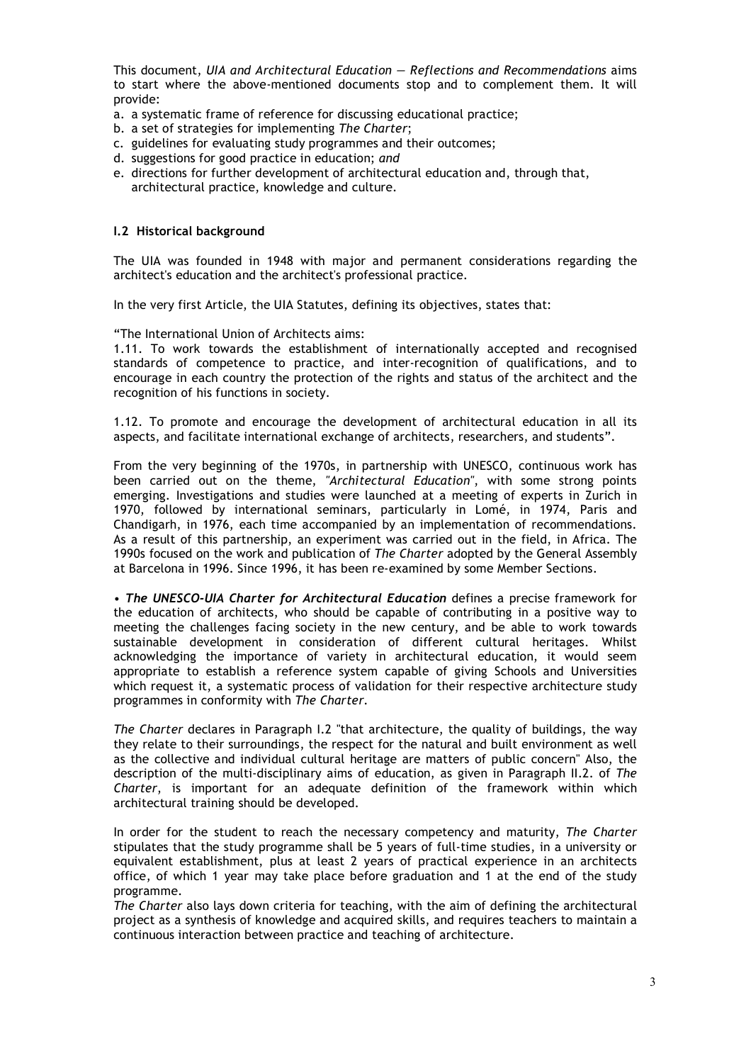This document, *UIA and Architectural Education — Reflections and Recommendations* aims to start where the above-mentioned documents stop and to complement them. It will provide:

a. a systematic frame of reference for discussing educational practice;
b. a set of strategies for implementing *The Charter*;
c. guidelines for evaluating study programmes and their outcomes;
d. suggestions for good practice in education; *and*
e. directions for further development of architectural education and, through that, architectural practice, knowledge and culture.

### I.2 Historical background

The UIA was founded in 1948 with major and permanent considerations regarding the architect's education and the architect's professional practice.

In the very first Article, the UIA Statutes, defining its objectives, states that:

"The International Union of Architects aims:
1.11. To work towards the establishment of internationally accepted and recognised standards of competence to practice, and inter-recognition of qualifications, and to encourage in each country the protection of the rights and status of the architect and the recognition of his functions in society.

1.12. To promote and encourage the development of architectural education in all its aspects, and facilitate international exchange of architects, researchers, and students".

From the very beginning of the 1970s, in partnership with UNESCO, continuous work has been carried out on the theme, *"Architectural Education"*, with some strong points emerging. Investigations and studies were launched at a meeting of experts in Zurich in 1970, followed by international seminars, particularly in Lomé, in 1974, Paris and Chandigarh, in 1976, each time accompanied by an implementation of recommendations. As a result of this partnership, an experiment was carried out in the field, in Africa. The 1990s focused on the work and publication of *The Charter* adopted by the General Assembly at Barcelona in 1996. Since 1996, it has been re-examined by some Member Sections.

• ***The UNESCO-UIA Charter for Architectural Education*** defines a precise framework for the education of architects, who should be capable of contributing in a positive way to meeting the challenges facing society in the new century, and be able to work towards sustainable development in consideration of different cultural heritages. Whilst acknowledging the importance of variety in architectural education, it would seem appropriate to establish a reference system capable of giving Schools and Universities which request it, a systematic process of validation for their respective architecture study programmes in conformity with *The Charter*.

*The Charter* declares in Paragraph I.2 "that architecture, the quality of buildings, the way they relate to their surroundings, the respect for the natural and built environment as well as the collective and individual cultural heritage are matters of public concern" Also, the description of the multi-disciplinary aims of education, as given in Paragraph II.2. of *The Charter*, is important for an adequate definition of the framework within which architectural training should be developed.

In order for the student to reach the necessary competency and maturity, *The Charter* stipulates that the study programme shall be 5 years of full-time studies, in a university or equivalent establishment, plus at least 2 years of practical experience in an architects office, of which 1 year may take place before graduation and 1 at the end of the study programme.
*The Charter* also lays down criteria for teaching, with the aim of defining the architectural project as a synthesis of knowledge and acquired skills, and requires teachers to maintain a continuous interaction between practice and teaching of architecture.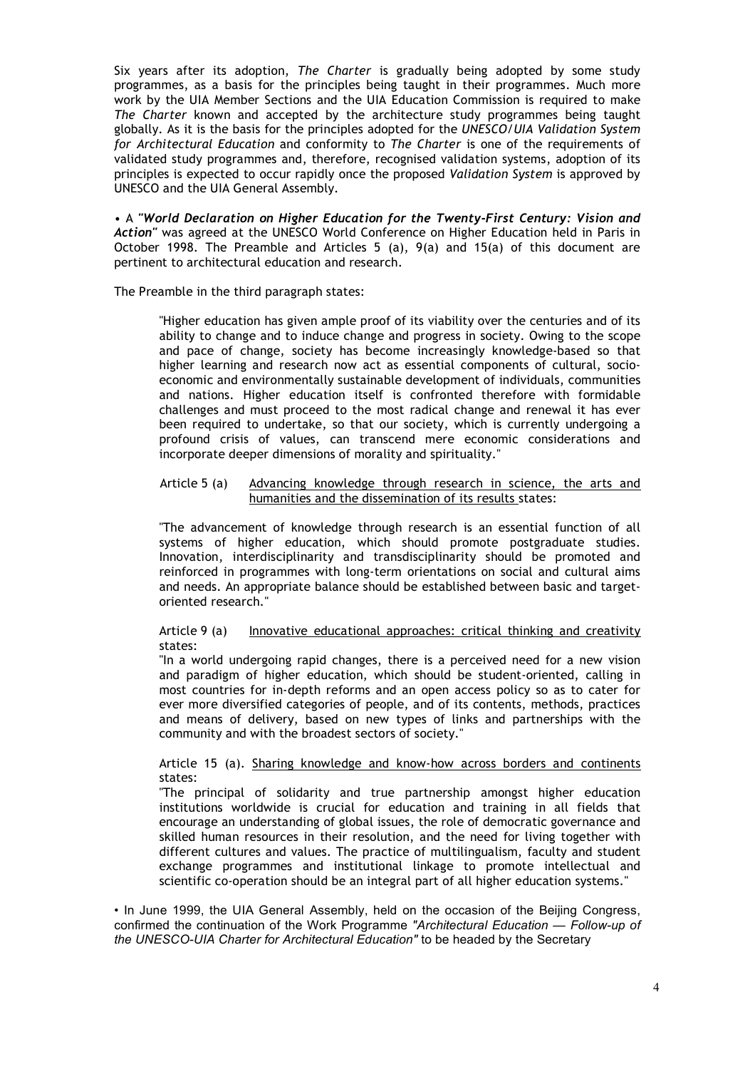Six years after its adoption, *The Charter* is gradually being adopted by some study programmes, as a basis for the principles being taught in their programmes. Much more work by the UIA Member Sections and the UIA Education Commission is required to make *The Charter* known and accepted by the architecture study programmes being taught globally. As it is the basis for the principles adopted for the *UNESCO/UIA Validation System for Architectural Education* and conformity to *The Charter* is one of the requirements of validated study programmes and, therefore, recognised validation systems, adoption of its principles is expected to occur rapidly once the proposed *Validation System* is approved by UNESCO and the UIA General Assembly.

• A ***"World Declaration on Higher Education for the Twenty-First Century: Vision and Action"*** was agreed at the UNESCO World Conference on Higher Education held in Paris in October 1998. The Preamble and Articles 5 (a), 9(a) and 15(a) of this document are pertinent to architectural education and research.

The Preamble in the third paragraph states:

> "Higher education has given ample proof of its viability over the centuries and of its ability to change and to induce change and progress in society. Owing to the scope and pace of change, society has become increasingly knowledge-based so that higher learning and research now act as essential components of cultural, socio-economic and environmentally sustainable development of individuals, communities and nations. Higher education itself is confronted therefore with formidable challenges and must proceed to the most radical change and renewal it has ever been required to undertake, so that our society, which is currently undergoing a profound crisis of values, can transcend mere economic considerations and incorporate deeper dimensions of morality and spirituality."
>
> Article 5 (a) <u>Advancing knowledge through research in science, the arts and humanities and the dissemination of its results</u> states:
>
> "The advancement of knowledge through research is an essential function of all systems of higher education, which should promote postgraduate studies. Innovation, interdisciplinarity and transdisciplinarity should be promoted and reinforced in programmes with long-term orientations on social and cultural aims and needs. An appropriate balance should be established between basic and target-oriented research."
>
> Article 9 (a) <u>Innovative educational approaches: critical thinking and creativity</u> states:
> "In a world undergoing rapid changes, there is a perceived need for a new vision and paradigm of higher education, which should be student-oriented, calling in most countries for in-depth reforms and an open access policy so as to cater for ever more diversified categories of people, and of its contents, methods, practices and means of delivery, based on new types of links and partnerships with the community and with the broadest sectors of society."
>
> Article 15 (a). <u>Sharing knowledge and know-how across borders and continents</u> states:
> "The principal of solidarity and true partnership amongst higher education institutions worldwide is crucial for education and training in all fields that encourage an understanding of global issues, the role of democratic governance and skilled human resources in their resolution, and the need for living together with different cultures and values. The practice of multilingualism, faculty and student exchange programmes and institutional linkage to promote intellectual and scientific co-operation should be an integral part of all higher education systems."

• In June 1999, the UIA General Assembly, held on the occasion of the Beijing Congress, confirmed the continuation of the Work Programme *"Architectural Education — Follow-up of the UNESCO-UIA Charter for Architectural Education"* to be headed by the Secretary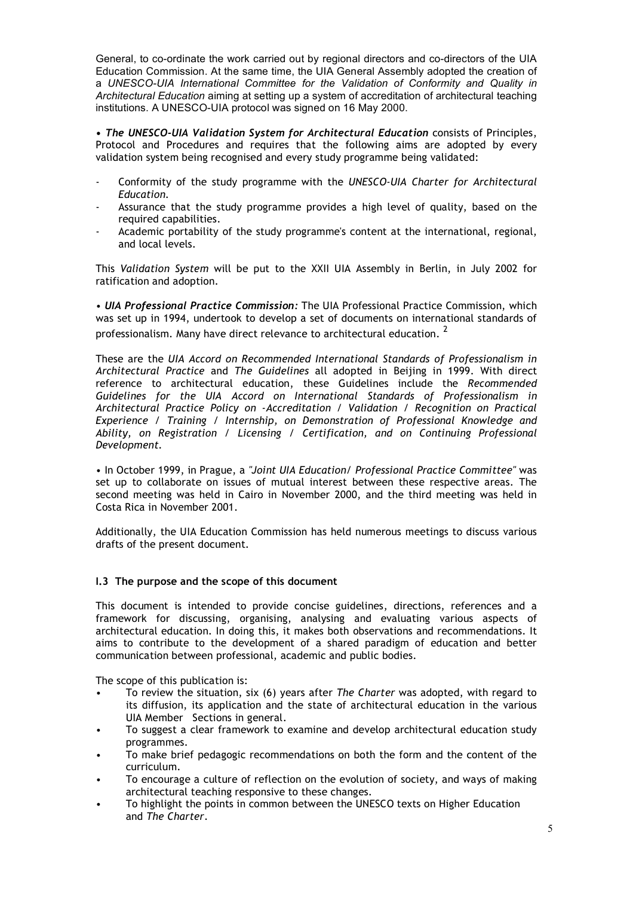General, to co-ordinate the work carried out by regional directors and co-directors of the UIA Education Commission. At the same time, the UIA General Assembly adopted the creation of a *UNESCO-UIA International Committee for the Validation of Conformity and Quality in Architectural Education* aiming at setting up a system of accreditation of architectural teaching institutions. A UNESCO-UIA protocol was signed on 16 May 2000.

• ***The UNESCO-UIA Validation System for Architectural Education*** consists of Principles, Protocol and Procedures and requires that the following aims are adopted by every validation system being recognised and every study programme being validated:

- Conformity of the study programme with the *UNESCO-UIA Charter for Architectural Education.*
- Assurance that the study programme provides a high level of quality, based on the required capabilities.
- Academic portability of the study programme's content at the international, regional, and local levels.

This *Validation System* will be put to the XXII UIA Assembly in Berlin, in July 2002 for ratification and adoption.

• ***UIA Professional Practice Commission:*** The UIA Professional Practice Commission, which was set up in 1994, undertook to develop a set of documents on international standards of professionalism. Many have direct relevance to architectural education. [2]

These are the *UIA Accord on Recommended International Standards of Professionalism in Architectural Practice* and *The Guidelines* all adopted in Beijing in 1999. With direct reference to architectural education, these Guidelines include the *Recommended Guidelines for the UIA Accord on International Standards of Professionalism in Architectural Practice Policy on -Accreditation / Validation / Recognition on Practical Experience / Training / Internship, on Demonstration of Professional Knowledge and Ability, on Registration / Licensing / Certification, and on Continuing Professional Development.*

• In October 1999, in Prague, a *"Joint UIA Education/ Professional Practice Committee"* was set up to collaborate on issues of mutual interest between these respective areas. The second meeting was held in Cairo in November 2000, and the third meeting was held in Costa Rica in November 2001.

Additionally, the UIA Education Commission has held numerous meetings to discuss various drafts of the present document.

### I.3 The purpose and the scope of this document

This document is intended to provide concise guidelines, directions, references and a framework for discussing, organising, analysing and evaluating various aspects of architectural education. In doing this, it makes both observations and recommendations. It aims to contribute to the development of a shared paradigm of education and better communication between professional, academic and public bodies.

The scope of this publication is:

- To review the situation, six (6) years after *The Charter* was adopted, with regard to its diffusion, its application and the state of architectural education in the various UIA Member Sections in general.
- To suggest a clear framework to examine and develop architectural education study programmes.
- To make brief pedagogic recommendations on both the form and the content of the curriculum.
- To encourage a culture of reflection on the evolution of society, and ways of making architectural teaching responsive to these changes.
- To highlight the points in common between the UNESCO texts on Higher Education and *The Charter*.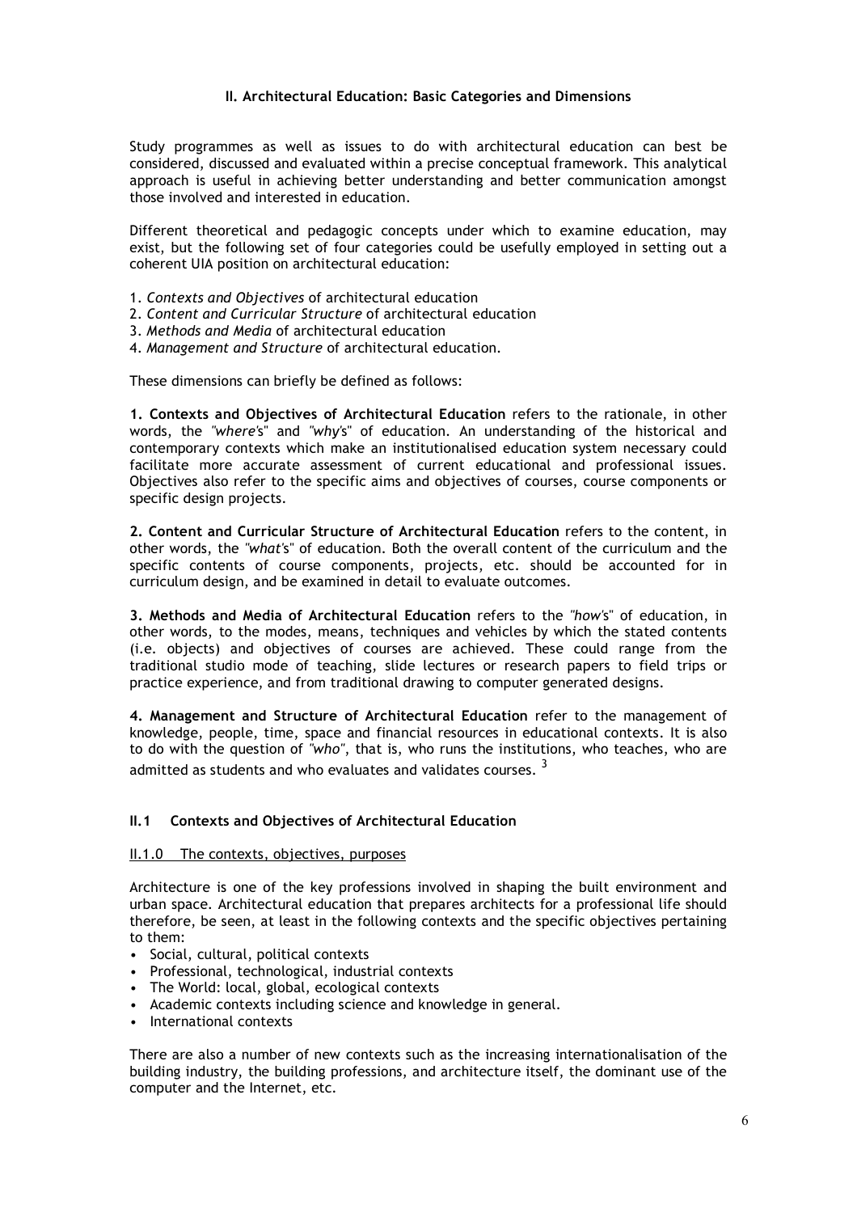## II. Architectural Education: Basic Categories and Dimensions

Study programmes as well as issues to do with architectural education can best be considered, discussed and evaluated within a precise conceptual framework. This analytical approach is useful in achieving better understanding and better communication amongst those involved and interested in education.

Different theoretical and pedagogic concepts under which to examine education, may exist, but the following set of four categories could be usefully employed in setting out a coherent UIA position on architectural education:

1. *Contexts and Objectives* of architectural education
2. *Content and Curricular Structure* of architectural education
3. *Methods and Media* of architectural education
4. *Management and Structure* of architectural education.

These dimensions can briefly be defined as follows:

**1. Contexts and Objectives of Architectural Education** refers to the rationale, in other words, the *"where's"* and *"why's"* of education. An understanding of the historical and contemporary contexts which make an institutionalised education system necessary could facilitate more accurate assessment of current educational and professional issues. Objectives also refer to the specific aims and objectives of courses, course components or specific design projects.

**2. Content and Curricular Structure of Architectural Education** refers to the content, in other words, the *"what's"* of education. Both the overall content of the curriculum and the specific contents of course components, projects, etc. should be accounted for in curriculum design, and be examined in detail to evaluate outcomes.

**3. Methods and Media of Architectural Education** refers to the *"how's"* of education, in other words, to the modes, means, techniques and vehicles by which the stated contents (i.e. objects) and objectives of courses are achieved. These could range from the traditional studio mode of teaching, slide lectures or research papers to field trips or practice experience, and from traditional drawing to computer generated designs.

**4. Management and Structure of Architectural Education** refer to the management of knowledge, people, time, space and financial resources in educational contexts. It is also to do with the question of *"who"*, that is, who runs the institutions, who teaches, who are admitted as students and who evaluates and validates courses. [3]

### II.1 Contexts and Objectives of Architectural Education

#### II.1.0 The contexts, objectives, purposes

Architecture is one of the key professions involved in shaping the built environment and urban space. Architectural education that prepares architects for a professional life should therefore, be seen, at least in the following contexts and the specific objectives pertaining to them:

- Social, cultural, political contexts
- Professional, technological, industrial contexts
- The World: local, global, ecological contexts
- Academic contexts including science and knowledge in general.
- International contexts

There are also a number of new contexts such as the increasing internationalisation of the building industry, the building professions, and architecture itself, the dominant use of the computer and the Internet, etc.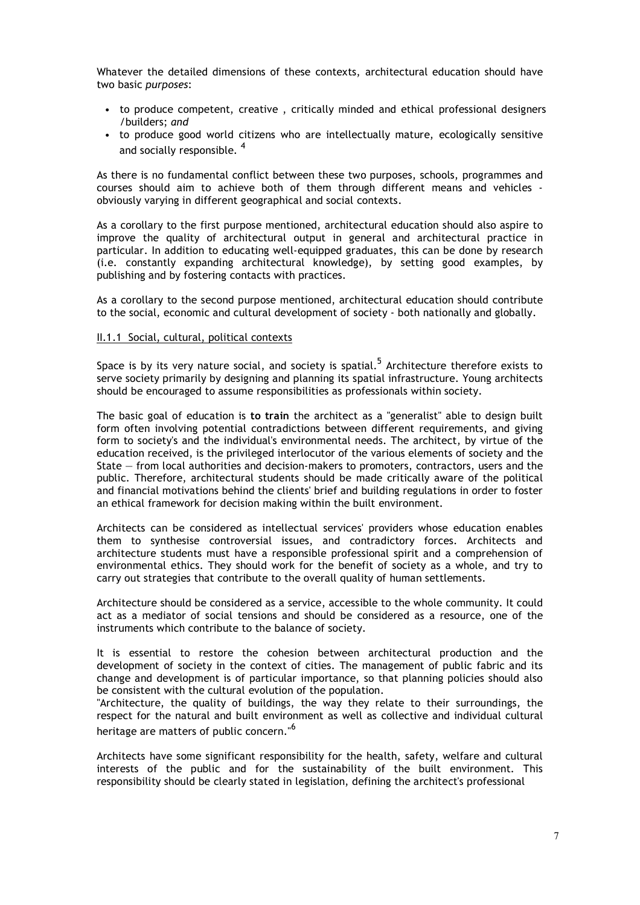Whatever the detailed dimensions of these contexts, architectural education should have two basic *purposes*:

- to produce competent, creative , critically minded and ethical professional designers /builders; *and*
- to produce good world citizens who are intellectually mature, ecologically sensitive and socially responsible. [4]

As there is no fundamental conflict between these two purposes, schools, programmes and courses should aim to achieve both of them through different means and vehicles - obviously varying in different geographical and social contexts.

As a corollary to the first purpose mentioned, architectural education should also aspire to improve the quality of architectural output in general and architectural practice in particular. In addition to educating well-equipped graduates, this can be done by research (i.e. constantly expanding architectural knowledge), by setting good examples, by publishing and by fostering contacts with practices.

As a corollary to the second purpose mentioned, architectural education should contribute to the social, economic and cultural development of society - both nationally and globally.

#### II.1.1 Social, cultural, political contexts

Space is by its very nature social, and society is spatial.[5] Architecture therefore exists to serve society primarily by designing and planning its spatial infrastructure. Young architects should be encouraged to assume responsibilities as professionals within society.

The basic goal of education is **to train** the architect as a "generalist" able to design built form often involving potential contradictions between different requirements, and giving form to society's and the individual's environmental needs. The architect, by virtue of the education received, is the privileged interlocutor of the various elements of society and the State — from local authorities and decision-makers to promoters, contractors, users and the public. Therefore, architectural students should be made critically aware of the political and financial motivations behind the clients' brief and building regulations in order to foster an ethical framework for decision making within the built environment.

Architects can be considered as intellectual services' providers whose education enables them to synthesise controversial issues, and contradictory forces. Architects and architecture students must have a responsible professional spirit and a comprehension of environmental ethics. They should work for the benefit of society as a whole, and try to carry out strategies that contribute to the overall quality of human settlements.

Architecture should be considered as a service, accessible to the whole community. It could act as a mediator of social tensions and should be considered as a resource, one of the instruments which contribute to the balance of society.

It is essential to restore the cohesion between architectural production and the development of society in the context of cities. The management of public fabric and its change and development is of particular importance, so that planning policies should also be consistent with the cultural evolution of the population.
"Architecture, the quality of buildings, the way they relate to their surroundings, the respect for the natural and built environment as well as collective and individual cultural heritage are matters of public concern."[6]

Architects have some significant responsibility for the health, safety, welfare and cultural interests of the public and for the sustainability of the built environment. This responsibility should be clearly stated in legislation, defining the architect's professional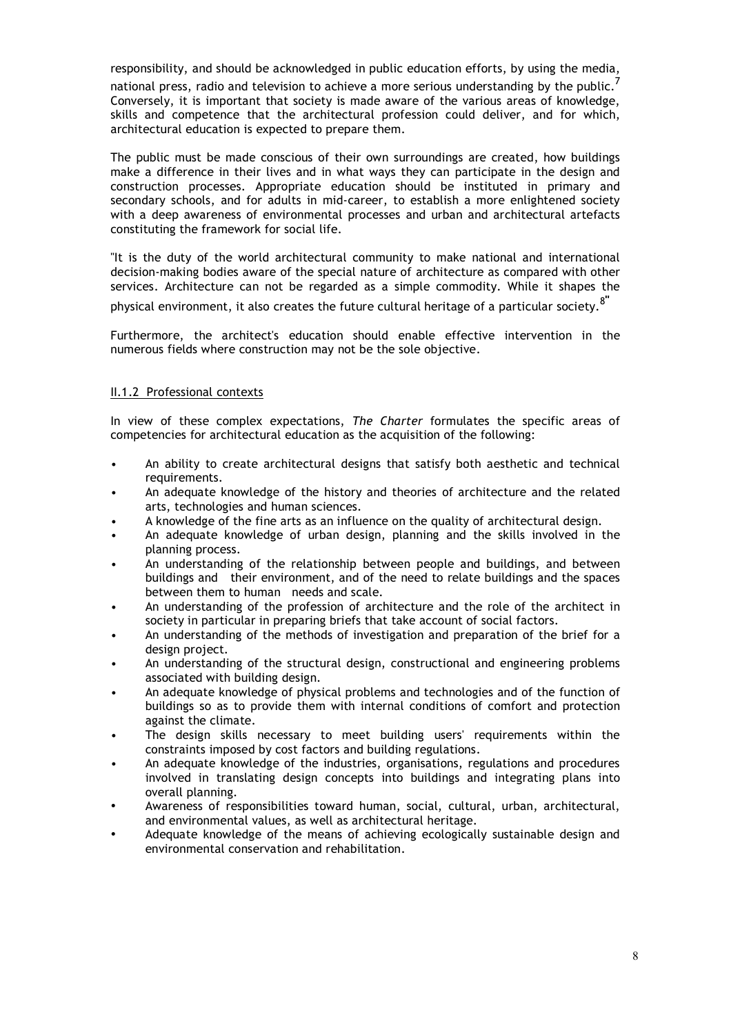responsibility, and should be acknowledged in public education efforts, by using the media, national press, radio and television to achieve a more serious understanding by the public.[7] Conversely, it is important that society is made aware of the various areas of knowledge, skills and competence that the architectural profession could deliver, and for which, architectural education is expected to prepare them.

The public must be made conscious of their own surroundings are created, how buildings make a difference in their lives and in what ways they can participate in the design and construction processes. Appropriate education should be instituted in primary and secondary schools, and for adults in mid-career, to establish a more enlightened society with a deep awareness of environmental processes and urban and architectural artefacts constituting the framework for social life.

"It is the duty of the world architectural community to make national and international decision-making bodies aware of the special nature of architecture as compared with other services. Architecture can not be regarded as a simple commodity. While it shapes the physical environment, it also creates the future cultural heritage of a particular society.[8]"

Furthermore, the architect's education should enable effective intervention in the numerous fields where construction may not be the sole objective.

### II.1.2 Professional contexts

In view of these complex expectations, *The Charter* formulates the specific areas of competencies for architectural education as the acquisition of the following:

- An ability to create architectural designs that satisfy both aesthetic and technical requirements.
- An adequate knowledge of the history and theories of architecture and the related arts, technologies and human sciences.
- A knowledge of the fine arts as an influence on the quality of architectural design.
- An adequate knowledge of urban design, planning and the skills involved in the planning process.
- An understanding of the relationship between people and buildings, and between buildings and their environment, and of the need to relate buildings and the spaces between them to human needs and scale.
- An understanding of the profession of architecture and the role of the architect in society in particular in preparing briefs that take account of social factors.
- An understanding of the methods of investigation and preparation of the brief for a design project.
- An understanding of the structural design, constructional and engineering problems associated with building design.
- An adequate knowledge of physical problems and technologies and of the function of buildings so as to provide them with internal conditions of comfort and protection against the climate.
- The design skills necessary to meet building users' requirements within the constraints imposed by cost factors and building regulations.
- An adequate knowledge of the industries, organisations, regulations and procedures involved in translating design concepts into buildings and integrating plans into overall planning.
- Awareness of responsibilities toward human, social, cultural, urban, architectural, and environmental values, as well as architectural heritage.
- Adequate knowledge of the means of achieving ecologically sustainable design and environmental conservation and rehabilitation.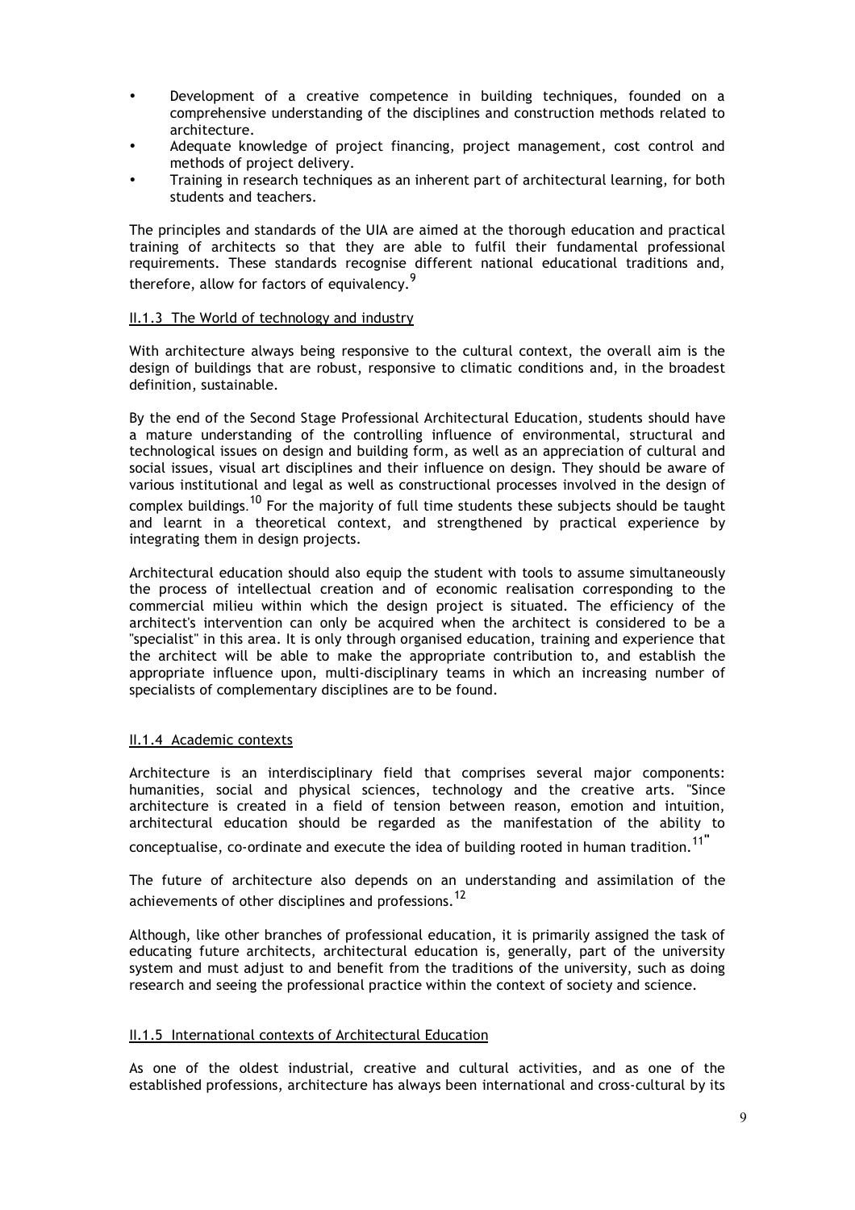- Development of a creative competence in building techniques, founded on a comprehensive understanding of the disciplines and construction methods related to architecture.
- Adequate knowledge of project financing, project management, cost control and methods of project delivery.
- Training in research techniques as an inherent part of architectural learning, for both students and teachers.

The principles and standards of the UIA are aimed at the thorough education and practical training of architects so that they are able to fulfil their fundamental professional requirements. These standards recognise different national educational traditions and, therefore, allow for factors of equivalency.[9]

### II.1.3 The World of technology and industry

With architecture always being responsive to the cultural context, the overall aim is the design of buildings that are robust, responsive to climatic conditions and, in the broadest definition, sustainable.

By the end of the Second Stage Professional Architectural Education, students should have a mature understanding of the controlling influence of environmental, structural and technological issues on design and building form, as well as an appreciation of cultural and social issues, visual art disciplines and their influence on design. They should be aware of various institutional and legal as well as constructional processes involved in the design of complex buildings.[10] For the majority of full time students these subjects should be taught and learnt in a theoretical context, and strengthened by practical experience by integrating them in design projects.

Architectural education should also equip the student with tools to assume simultaneously the process of intellectual creation and of economic realisation corresponding to the commercial milieu within which the design project is situated. The efficiency of the architect's intervention can only be acquired when the architect is considered to be a "specialist" in this area. It is only through organised education, training and experience that the architect will be able to make the appropriate contribution to, and establish the appropriate influence upon, multi-disciplinary teams in which an increasing number of specialists of complementary disciplines are to be found.

### II.1.4 Academic contexts

Architecture is an interdisciplinary field that comprises several major components: humanities, social and physical sciences, technology and the creative arts. "Since architecture is created in a field of tension between reason, emotion and intuition, architectural education should be regarded as the manifestation of the ability to conceptualise, co-ordinate and execute the idea of building rooted in human tradition.[11]"

The future of architecture also depends on an understanding and assimilation of the achievements of other disciplines and professions.[12]

Although, like other branches of professional education, it is primarily assigned the task of educating future architects, architectural education is, generally, part of the university system and must adjust to and benefit from the traditions of the university, such as doing research and seeing the professional practice within the context of society and science.

### II.1.5 International contexts of Architectural Education

As one of the oldest industrial, creative and cultural activities, and as one of the established professions, architecture has always been international and cross-cultural by its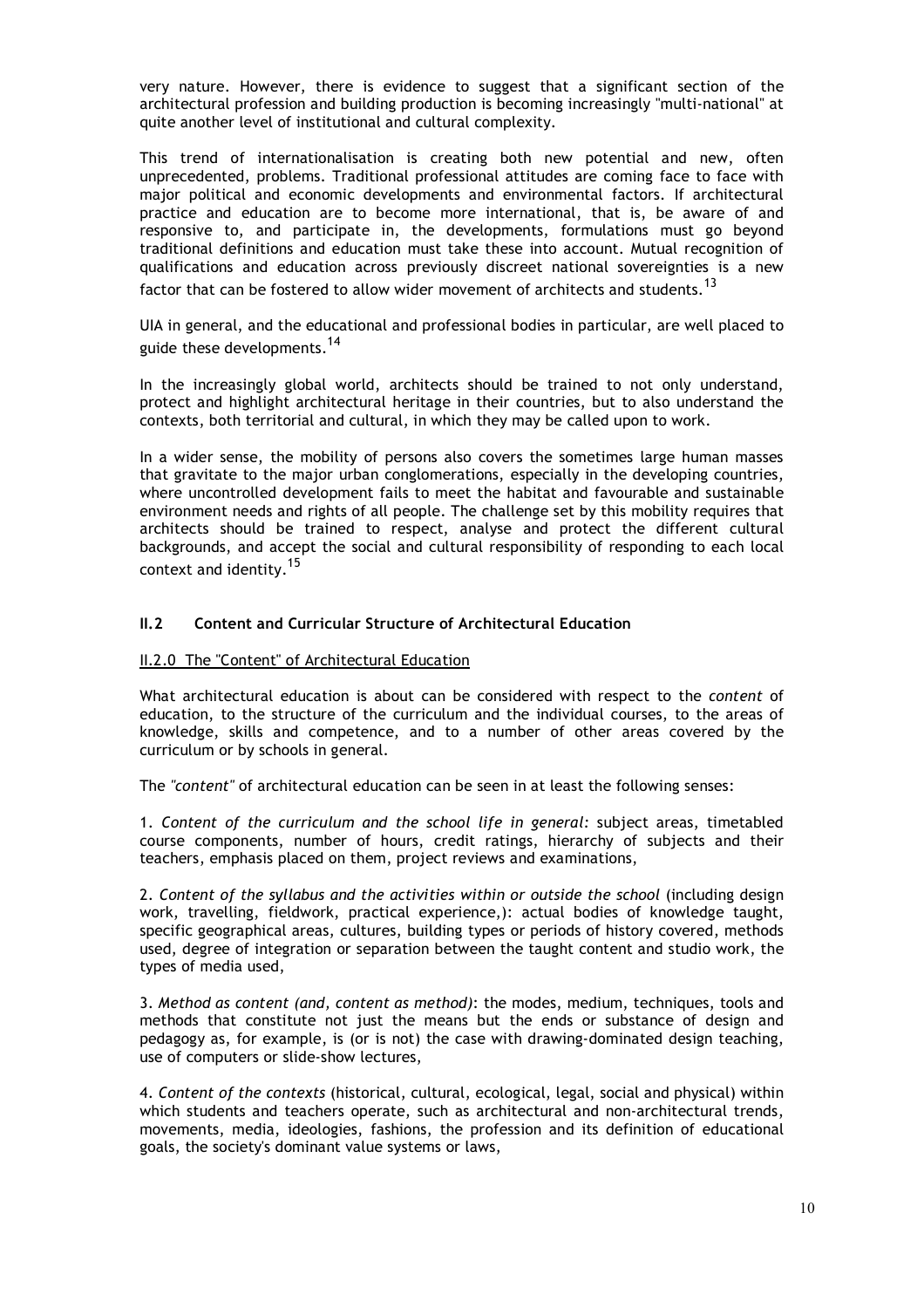very nature. However, there is evidence to suggest that a significant section of the architectural profession and building production is becoming increasingly "multi-national" at quite another level of institutional and cultural complexity.

This trend of internationalisation is creating both new potential and new, often unprecedented, problems. Traditional professional attitudes are coming face to face with major political and economic developments and environmental factors. If architectural practice and education are to become more international, that is, be aware of and responsive to, and participate in, the developments, formulations must go beyond traditional definitions and education must take these into account. Mutual recognition of qualifications and education across previously discreet national sovereignties is a new factor that can be fostered to allow wider movement of architects and students.[13]

UIA in general, and the educational and professional bodies in particular, are well placed to guide these developments.[14]

In the increasingly global world, architects should be trained to not only understand, protect and highlight architectural heritage in their countries, but to also understand the contexts, both territorial and cultural, in which they may be called upon to work.

In a wider sense, the mobility of persons also covers the sometimes large human masses that gravitate to the major urban conglomerations, especially in the developing countries, where uncontrolled development fails to meet the habitat and favourable and sustainable environment needs and rights of all people. The challenge set by this mobility requires that architects should be trained to respect, analyse and protect the different cultural backgrounds, and accept the social and cultural responsibility of responding to each local context and identity.[15]

## II.2 Content and Curricular Structure of Architectural Education

### II.2.0 The "Content" of Architectural Education

What architectural education is about can be considered with respect to the *content* of education, to the structure of the curriculum and the individual courses, to the areas of knowledge, skills and competence, and to a number of other areas covered by the curriculum or by schools in general.

The *"content"* of architectural education can be seen in at least the following senses:

1. *Content of the curriculum and the school life in general:* subject areas, timetabled course components, number of hours, credit ratings, hierarchy of subjects and their teachers, emphasis placed on them, project reviews and examinations,

2. *Content of the syllabus and the activities within or outside the school* (including design work, travelling, fieldwork, practical experience,): actual bodies of knowledge taught, specific geographical areas, cultures, building types or periods of history covered, methods used, degree of integration or separation between the taught content and studio work, the types of media used,

3. *Method as content (and, content as method)*: the modes, medium, techniques, tools and methods that constitute not just the means but the ends or substance of design and pedagogy as, for example, is (or is not) the case with drawing-dominated design teaching, use of computers or slide-show lectures,

4. *Content of the contexts* (historical, cultural, ecological, legal, social and physical) within which students and teachers operate, such as architectural and non-architectural trends, movements, media, ideologies, fashions, the profession and its definition of educational goals, the society's dominant value systems or laws,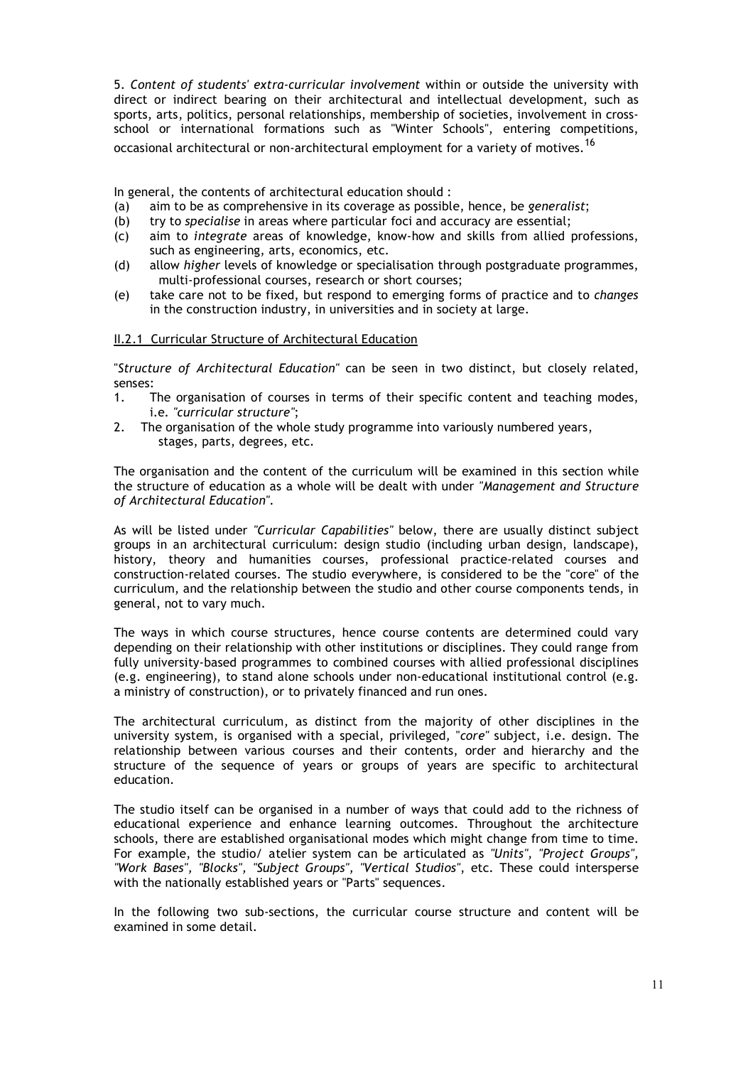5. *Content of students' extra-curricular involvement* within or outside the university with direct or indirect bearing on their architectural and intellectual development, such as sports, arts, politics, personal relationships, membership of societies, involvement in cross-school or international formations such as "Winter Schools", entering competitions, occasional architectural or non-architectural employment for a variety of motives.[16]

In general, the contents of architectural education should :

(a) aim to be as comprehensive in its coverage as possible, hence, be *generalist*;
(b) try to *specialise* in areas where particular foci and accuracy are essential;
(c) aim to *integrate* areas of knowledge, know-how and skills from allied professions, such as engineering, arts, economics, etc.
(d) allow *higher* levels of knowledge or specialisation through postgraduate programmes, multi-professional courses, research or short courses;
(e) take care not to be fixed, but respond to emerging forms of practice and to *changes* in the construction industry, in universities and in society at large.

### II.2.1 Curricular Structure of Architectural Education

"*Structure of Architectural Education*" can be seen in two distinct, but closely related, senses:

1. The organisation of courses in terms of their specific content and teaching modes, i.e. *"curricular structure"*;
2. The organisation of the whole study programme into variously numbered years, stages, parts, degrees, etc.

The organisation and the content of the curriculum will be examined in this section while the structure of education as a whole will be dealt with under *"Management and Structure of Architectural Education"*.

As will be listed under *"Curricular Capabilities"* below, there are usually distinct subject groups in an architectural curriculum: design studio (including urban design, landscape), history, theory and humanities courses, professional practice-related courses and construction-related courses. The studio everywhere, is considered to be the "core" of the curriculum, and the relationship between the studio and other course components tends, in general, not to vary much.

The ways in which course structures, hence course contents are determined could vary depending on their relationship with other institutions or disciplines. They could range from fully university-based programmes to combined courses with allied professional disciplines (e.g. engineering), to stand alone schools under non-educational institutional control (e.g. a ministry of construction), or to privately financed and run ones.

The architectural curriculum, as distinct from the majority of other disciplines in the university system, is organised with a special, privileged, "*core*" subject, i.e. design. The relationship between various courses and their contents, order and hierarchy and the structure of the sequence of years or groups of years are specific to architectural education.

The studio itself can be organised in a number of ways that could add to the richness of educational experience and enhance learning outcomes. Throughout the architecture schools, there are established organisational modes which might change from time to time. For example, the studio/ atelier system can be articulated as *"Units", "Project Groups", "Work Bases", "Blocks", "Subject Groups", "Vertical Studios"*, etc. These could intersperse with the nationally established years or "Parts" sequences.

In the following two sub-sections, the curricular course structure and content will be examined in some detail.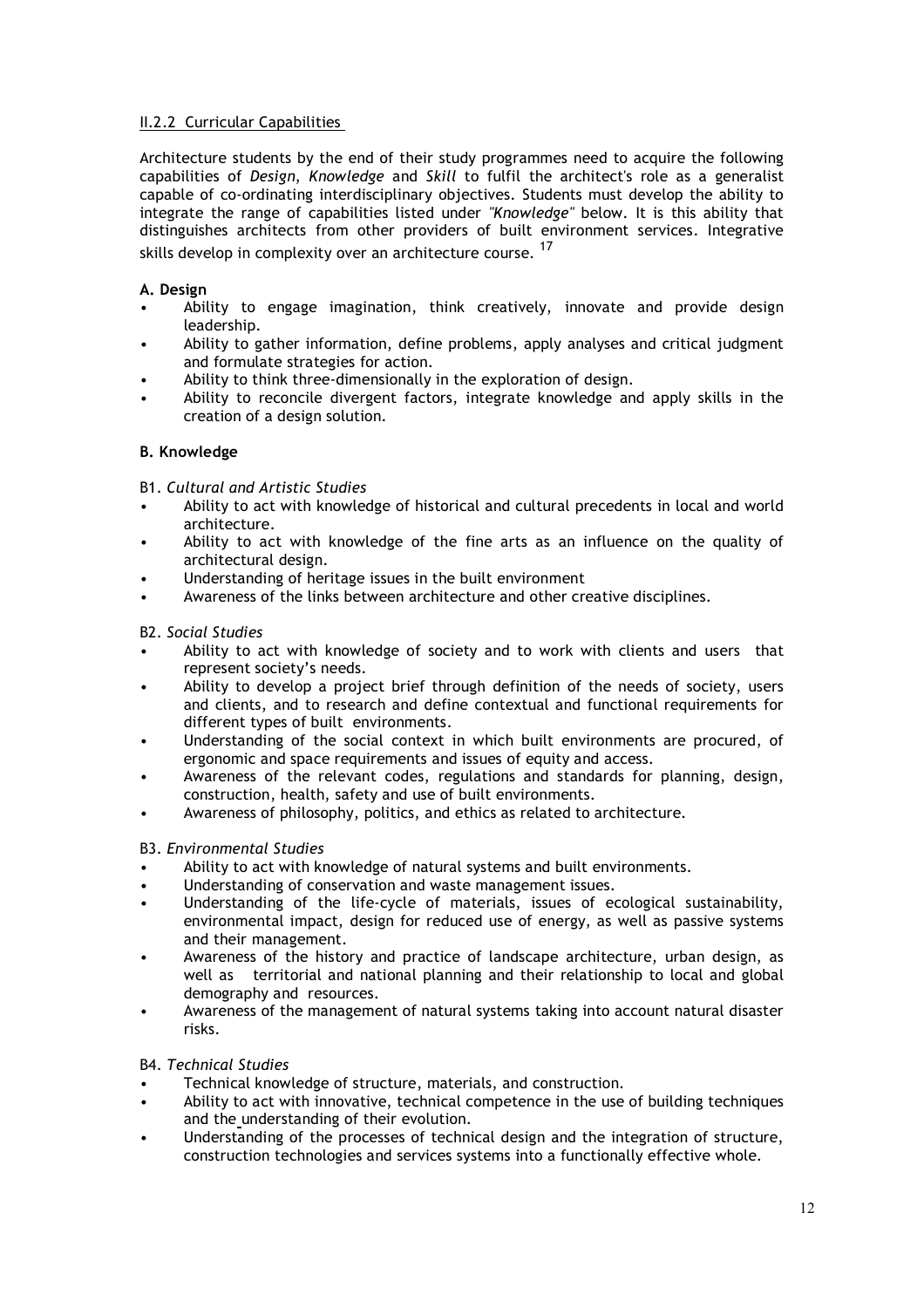## II.2.2 Curricular Capabilities

Architecture students by the end of their study programmes need to acquire the following capabilities of *Design*, *Knowledge* and *Skill* to fulfil the architect's role as a generalist capable of co-ordinating interdisciplinary objectives. Students must develop the ability to integrate the range of capabilities listed under *"Knowledge"* below. It is this ability that distinguishes architects from other providers of built environment services. Integrative skills develop in complexity over an architecture course. [17]

**A. Design**

- Ability to engage imagination, think creatively, innovate and provide design leadership.
- Ability to gather information, define problems, apply analyses and critical judgment and formulate strategies for action.
- Ability to think three-dimensionally in the exploration of design.
- Ability to reconcile divergent factors, integrate knowledge and apply skills in the creation of a design solution.

**B. Knowledge**

B1. *Cultural and Artistic Studies*

- Ability to act with knowledge of historical and cultural precedents in local and world architecture.
- Ability to act with knowledge of the fine arts as an influence on the quality of architectural design.
- Understanding of heritage issues in the built environment
- Awareness of the links between architecture and other creative disciplines.

B2. *Social Studies*

- Ability to act with knowledge of society and to work with clients and users that represent society's needs.
- Ability to develop a project brief through definition of the needs of society, users and clients, and to research and define contextual and functional requirements for different types of built environments.
- Understanding of the social context in which built environments are procured, of ergonomic and space requirements and issues of equity and access.
- Awareness of the relevant codes, regulations and standards for planning, design, construction, health, safety and use of built environments.
- Awareness of philosophy, politics, and ethics as related to architecture.

B3. *Environmental Studies*

- Ability to act with knowledge of natural systems and built environments.
- Understanding of conservation and waste management issues.
- Understanding of the life-cycle of materials, issues of ecological sustainability, environmental impact, design for reduced use of energy, as well as passive systems and their management.
- Awareness of the history and practice of landscape architecture, urban design, as well as territorial and national planning and their relationship to local and global demography and resources.
- Awareness of the management of natural systems taking into account natural disaster risks.

B4. *Technical Studies*

- Technical knowledge of structure, materials, and construction.
- Ability to act with innovative, technical competence in the use of building techniques and the understanding of their evolution.
- Understanding of the processes of technical design and the integration of structure, construction technologies and services systems into a functionally effective whole.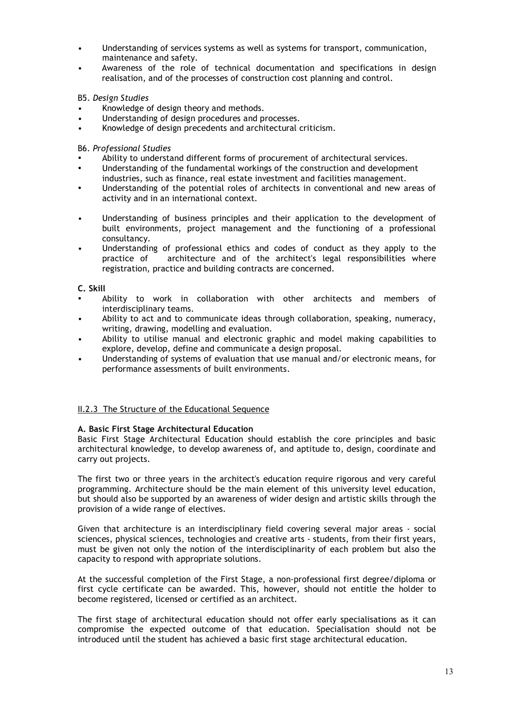- Understanding of services systems as well as systems for transport, communication, maintenance and safety.
- Awareness of the role of technical documentation and specifications in design realisation, and of the processes of construction cost planning and control.

B5. *Design Studies*

- Knowledge of design theory and methods.
- Understanding of design procedures and processes.
- Knowledge of design precedents and architectural criticism.

B6. *Professional Studies*

- Ability to understand different forms of procurement of architectural services.
- Understanding of the fundamental workings of the construction and development industries, such as finance, real estate investment and facilities management.
- Understanding of the potential roles of architects in conventional and new areas of activity and in an international context.
- Understanding of business principles and their application to the development of built environments, project management and the functioning of a professional consultancy.
- Understanding of professional ethics and codes of conduct as they apply to the practice of architecture and of the architect's legal responsibilities where registration, practice and building contracts are concerned.

**C. Skill**

- Ability to work in collaboration with other architects and members of interdisciplinary teams.
- Ability to act and to communicate ideas through collaboration, speaking, numeracy, writing, drawing, modelling and evaluation.
- Ability to utilise manual and electronic graphic and model making capabilities to explore, develop, define and communicate a design proposal.
- Understanding of systems of evaluation that use manual and/or electronic means, for performance assessments of built environments.

II.2.3 The Structure of the Educational Sequence

**A. Basic First Stage Architectural Education**

Basic First Stage Architectural Education should establish the core principles and basic architectural knowledge, to develop awareness of, and aptitude to, design, coordinate and carry out projects.

The first two or three years in the architect's education require rigorous and very careful programming. Architecture should be the main element of this university level education, but should also be supported by an awareness of wider design and artistic skills through the provision of a wide range of electives.

Given that architecture is an interdisciplinary field covering several major areas - social sciences, physical sciences, technologies and creative arts - students, from their first years, must be given not only the notion of the interdisciplinarity of each problem but also the capacity to respond with appropriate solutions.

At the successful completion of the First Stage, a non-professional first degree/diploma or first cycle certificate can be awarded. This, however, should not entitle the holder to become registered, licensed or certified as an architect.

The first stage of architectural education should not offer early specialisations as it can compromise the expected outcome of that education. Specialisation should not be introduced until the student has achieved a basic first stage architectural education.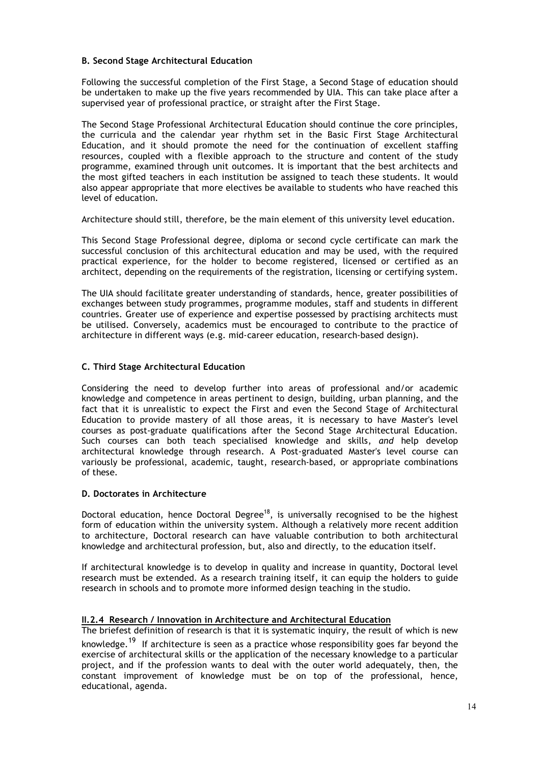### B. Second Stage Architectural Education

Following the successful completion of the First Stage, a Second Stage of education should be undertaken to make up the five years recommended by UIA. This can take place after a supervised year of professional practice, or straight after the First Stage.

The Second Stage Professional Architectural Education should continue the core principles, the curricula and the calendar year rhythm set in the Basic First Stage Architectural Education, and it should promote the need for the continuation of excellent staffing resources, coupled with a flexible approach to the structure and content of the study programme, examined through unit outcomes. It is important that the best architects and the most gifted teachers in each institution be assigned to teach these students. It would also appear appropriate that more electives be available to students who have reached this level of education.

Architecture should still, therefore, be the main element of this university level education.

This Second Stage Professional degree, diploma or second cycle certificate can mark the successful conclusion of this architectural education and may be used, with the required practical experience, for the holder to become registered, licensed or certified as an architect, depending on the requirements of the registration, licensing or certifying system.

The UIA should facilitate greater understanding of standards, hence, greater possibilities of exchanges between study programmes, programme modules, staff and students in different countries. Greater use of experience and expertise possessed by practising architects must be utilised. Conversely, academics must be encouraged to contribute to the practice of architecture in different ways (e.g. mid-career education, research-based design).

### C. Third Stage Architectural Education

Considering the need to develop further into areas of professional and/or academic knowledge and competence in areas pertinent to design, building, urban planning, and the fact that it is unrealistic to expect the First and even the Second Stage of Architectural Education to provide mastery of all those areas, it is necessary to have Master's level courses as post-graduate qualifications after the Second Stage Architectural Education. Such courses can both teach specialised knowledge and skills, *and* help develop architectural knowledge through research. A Post-graduated Master's level course can variously be professional, academic, taught, research-based, or appropriate combinations of these.

### D. Doctorates in Architecture

Doctoral education, hence Doctoral Degree[18], is universally recognised to be the highest form of education within the university system. Although a relatively more recent addition to architecture, Doctoral research can have valuable contribution to both architectural knowledge and architectural profession, but, also and directly, to the education itself.

If architectural knowledge is to develop in quality and increase in quantity, Doctoral level research must be extended. As a research training itself, it can equip the holders to guide research in schools and to promote more informed design teaching in the studio.

## II.2.4 Research / Innovation in Architecture and Architectural Education

The briefest definition of research is that it is systematic inquiry, the result of which is new knowledge.[19] If architecture is seen as a practice whose responsibility goes far beyond the exercise of architectural skills or the application of the necessary knowledge to a particular project, and if the profession wants to deal with the outer world adequately, then, the constant improvement of knowledge must be on top of the professional, hence, educational, agenda.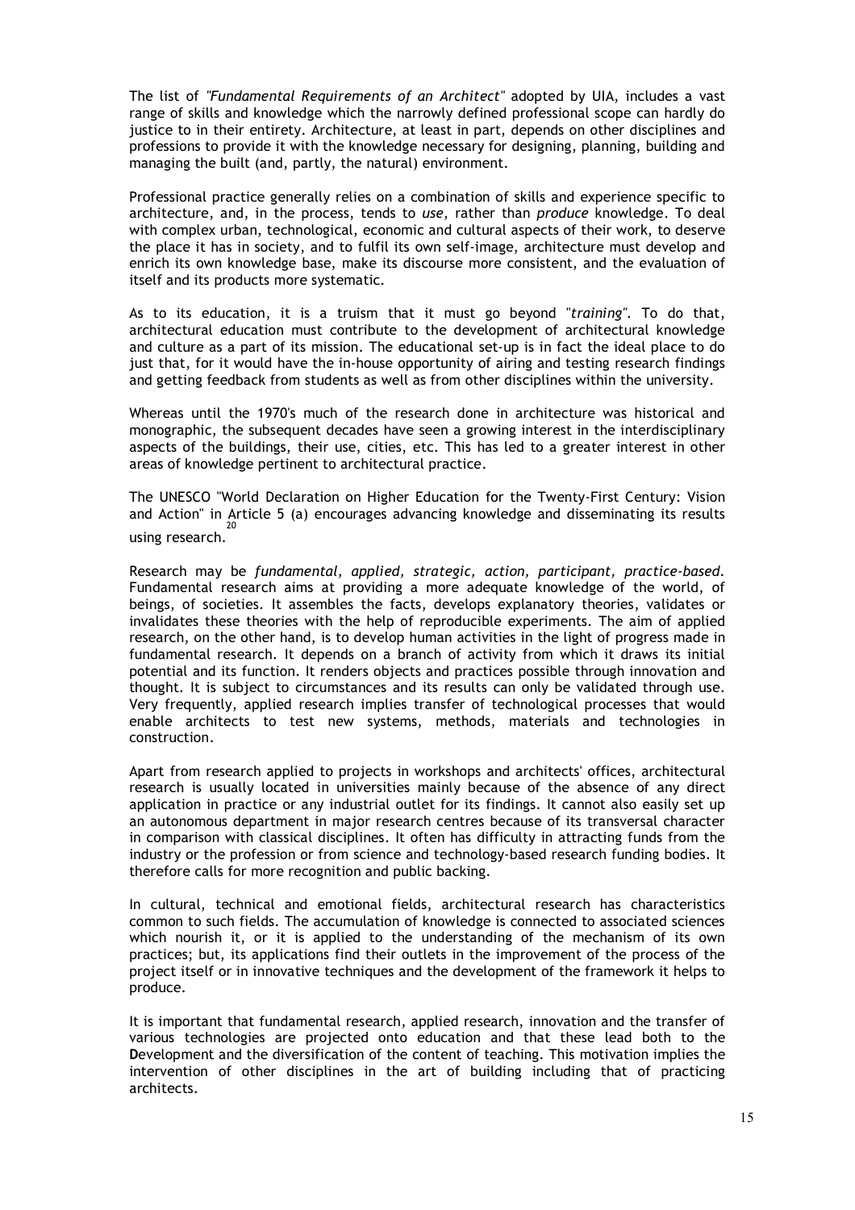The list of *"Fundamental Requirements of an Architect"* adopted by UIA, includes a vast range of skills and knowledge which the narrowly defined professional scope can hardly do justice to in their entirety. Architecture, at least in part, depends on other disciplines and professions to provide it with the knowledge necessary for designing, planning, building and managing the built (and, partly, the natural) environment.

Professional practice generally relies on a combination of skills and experience specific to architecture, and, in the process, tends to *use,* rather than *produce* knowledge. To deal with complex urban, technological, economic and cultural aspects of their work, to deserve the place it has in society, and to fulfil its own self-image, architecture must develop and enrich its own knowledge base, make its discourse more consistent, and the evaluation of itself and its products more systematic.

As to its education, it is a truism that it must go beyond "*training*". To do that, architectural education must contribute to the development of architectural knowledge and culture as a part of its mission. The educational set-up is in fact the ideal place to do just that, for it would have the in-house opportunity of airing and testing research findings and getting feedback from students as well as from other disciplines within the university.

Whereas until the 1970's much of the research done in architecture was historical and monographic, the subsequent decades have seen a growing interest in the interdisciplinary aspects of the buildings, their use, cities, etc. This has led to a greater interest in other areas of knowledge pertinent to architectural practice.

The UNESCO "World Declaration on Higher Education for the Twenty-First Century: Vision and Action" in Article 5 (a) encourages advancing knowledge and disseminating its results using research.[20]

Research may be *fundamental, applied, strategic, action, participant, practice-based.* Fundamental research aims at providing a more adequate knowledge of the world, of beings, of societies. It assembles the facts, develops explanatory theories, validates or invalidates these theories with the help of reproducible experiments. The aim of applied research, on the other hand, is to develop human activities in the light of progress made in fundamental research. It depends on a branch of activity from which it draws its initial potential and its function. It renders objects and practices possible through innovation and thought. It is subject to circumstances and its results can only be validated through use. Very frequently, applied research implies transfer of technological processes that would enable architects to test new systems, methods, materials and technologies in construction.

Apart from research applied to projects in workshops and architects' offices, architectural research is usually located in universities mainly because of the absence of any direct application in practice or any industrial outlet for its findings. It cannot also easily set up an autonomous department in major research centres because of its transversal character in comparison with classical disciplines. It often has difficulty in attracting funds from the industry or the profession or from science and technology-based research funding bodies. It therefore calls for more recognition and public backing.

In cultural, technical and emotional fields, architectural research has characteristics common to such fields. The accumulation of knowledge is connected to associated sciences which nourish it, or it is applied to the understanding of the mechanism of its own practices; but, its applications find their outlets in the improvement of the process of the project itself or in innovative techniques and the development of the framework it helps to produce.

It is important that fundamental research, applied research, innovation and the transfer of various technologies are projected onto education and that these lead both to the **D**evelopment and the diversification of the content of teaching. This motivation implies the intervention of other disciplines in the art of building including that of practicing architects.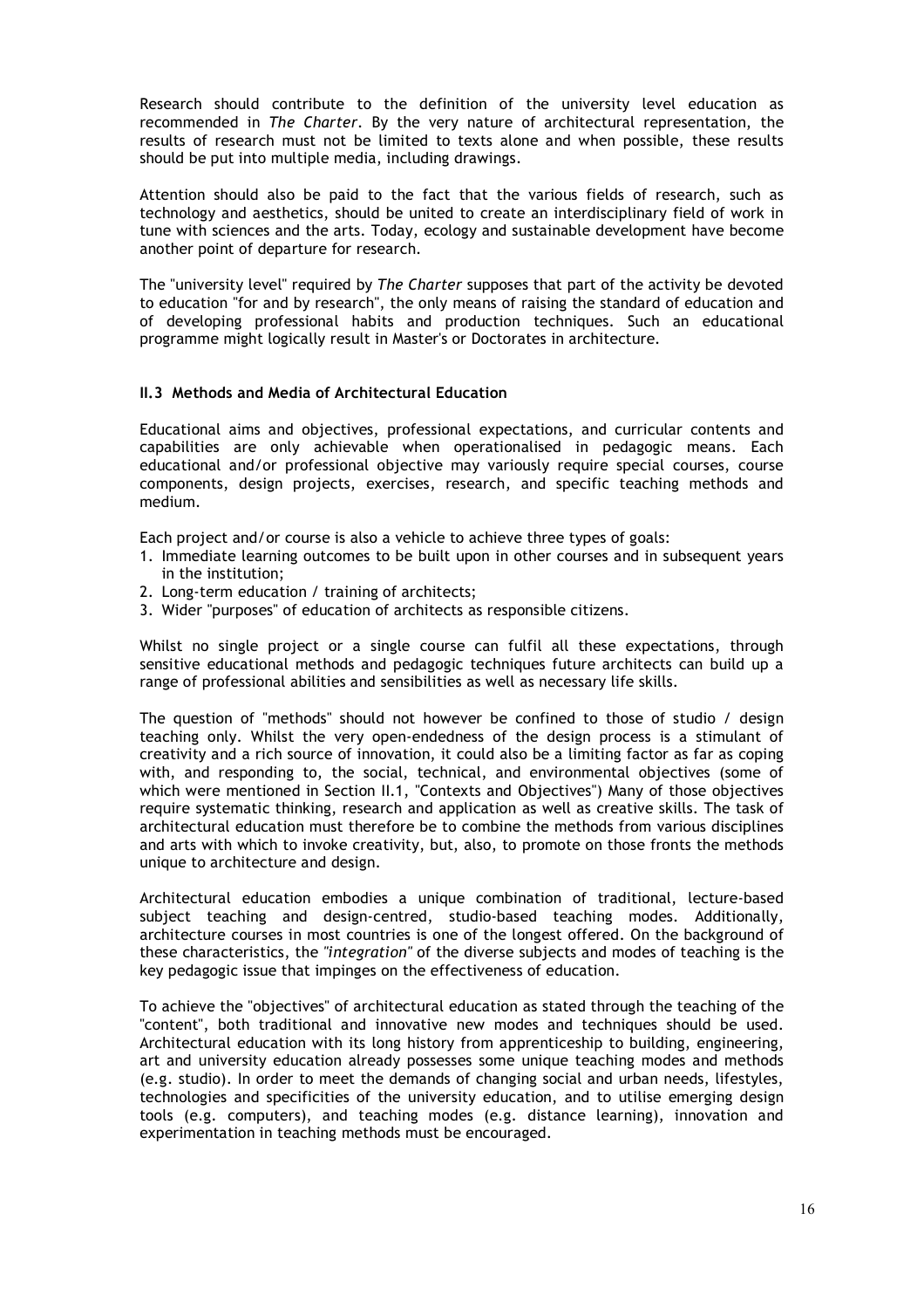Research should contribute to the definition of the university level education as recommended in *The Charter*. By the very nature of architectural representation, the results of research must not be limited to texts alone and when possible, these results should be put into multiple media, including drawings.

Attention should also be paid to the fact that the various fields of research, such as technology and aesthetics, should be united to create an interdisciplinary field of work in tune with sciences and the arts. Today, ecology and sustainable development have become another point of departure for research.

The "university level" required by *The Charter* supposes that part of the activity be devoted to education "for and by research", the only means of raising the standard of education and of developing professional habits and production techniques. Such an educational programme might logically result in Master's or Doctorates in architecture.

### II.3 Methods and Media of Architectural Education

Educational aims and objectives, professional expectations, and curricular contents and capabilities are only achievable when operationalised in pedagogic means. Each educational and/or professional objective may variously require special courses, course components, design projects, exercises, research, and specific teaching methods and medium.

Each project and/or course is also a vehicle to achieve three types of goals:

1. Immediate learning outcomes to be built upon in other courses and in subsequent years in the institution;
2. Long-term education / training of architects;
3. Wider "purposes" of education of architects as responsible citizens.

Whilst no single project or a single course can fulfil all these expectations, through sensitive educational methods and pedagogic techniques future architects can build up a range of professional abilities and sensibilities as well as necessary life skills.

The question of "methods" should not however be confined to those of studio / design teaching only. Whilst the very open-endedness of the design process is a stimulant of creativity and a rich source of innovation, it could also be a limiting factor as far as coping with, and responding to, the social, technical, and environmental objectives (some of which were mentioned in Section II.1, "Contexts and Objectives") Many of those objectives require systematic thinking, research and application as well as creative skills. The task of architectural education must therefore be to combine the methods from various disciplines and arts with which to invoke creativity, but, also, to promote on those fronts the methods unique to architecture and design.

Architectural education embodies a unique combination of traditional, lecture-based subject teaching and design-centred, studio-based teaching modes. Additionally, architecture courses in most countries is one of the longest offered. On the background of these characteristics, the *"integration"* of the diverse subjects and modes of teaching is the key pedagogic issue that impinges on the effectiveness of education.

To achieve the "objectives" of architectural education as stated through the teaching of the "content", both traditional and innovative new modes and techniques should be used. Architectural education with its long history from apprenticeship to building, engineering, art and university education already possesses some unique teaching modes and methods (e.g. studio). In order to meet the demands of changing social and urban needs, lifestyles, technologies and specificities of the university education, and to utilise emerging design tools (e.g. computers), and teaching modes (e.g. distance learning), innovation and experimentation in teaching methods must be encouraged.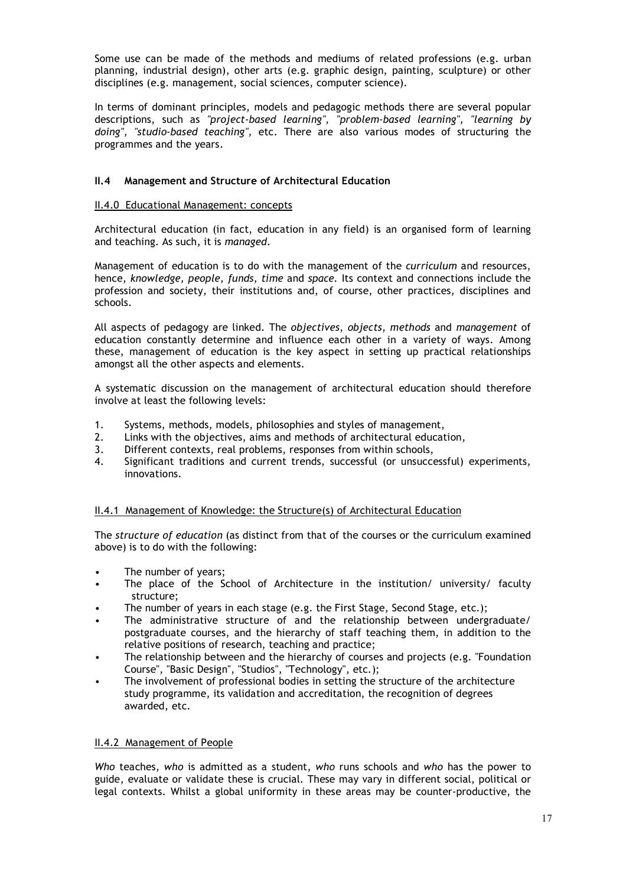Some use can be made of the methods and mediums of related professions (e.g. urban planning, industrial design), other arts (e.g. graphic design, painting, sculpture) or other disciplines (e.g. management, social sciences, computer science).

In terms of dominant principles, models and pedagogic methods there are several popular descriptions, such as *"project-based learning", "problem-based learning", "learning by doing", "studio-based teaching",* etc. There are also various modes of structuring the programmes and the years.

## II.4 Management and Structure of Architectural Education

### II.4.0 Educational Management: concepts

Architectural education (in fact, education in any field) is an organised form of learning and teaching. As such, it is *managed*.

Management of education is to do with the management of the *curriculum* and resources, hence, *knowledge, people, funds, time* and *space*. Its context and connections include the profession and society, their institutions and, of course, other practices, disciplines and schools.

All aspects of pedagogy are linked. The *objectives*, *objects*, *methods* and *management* of education constantly determine and influence each other in a variety of ways. Among these, management of education is the key aspect in setting up practical relationships amongst all the other aspects and elements.

A systematic discussion on the management of architectural education should therefore involve at least the following levels:

1. Systems, methods, models, philosophies and styles of management,
2. Links with the objectives, aims and methods of architectural education,
3. Different contexts, real problems, responses from within schools,
4. Significant traditions and current trends, successful (or unsuccessful) experiments, innovations.

### II.4.1 Management of Knowledge: the Structure(s) of Architectural Education

The *structure of education* (as distinct from that of the courses or the curriculum examined above) is to do with the following:

- The number of years;
- The place of the School of Architecture in the institution/ university/ faculty structure;
- The number of years in each stage (e.g. the First Stage, Second Stage, etc.);
- The administrative structure of and the relationship between undergraduate/ postgraduate courses, and the hierarchy of staff teaching them, in addition to the relative positions of research, teaching and practice;
- The relationship between and the hierarchy of courses and projects (e.g. "Foundation Course", "Basic Design", "Studios", "Technology", etc.);
- The involvement of professional bodies in setting the structure of the architecture study programme, its validation and accreditation, the recognition of degrees awarded, etc.

### II.4.2 Management of People

*Who* teaches, *who* is admitted as a student, *who* runs schools and *who* has the power to guide, evaluate or validate these is crucial. These may vary in different social, political or legal contexts. Whilst a global uniformity in these areas may be counter-productive, the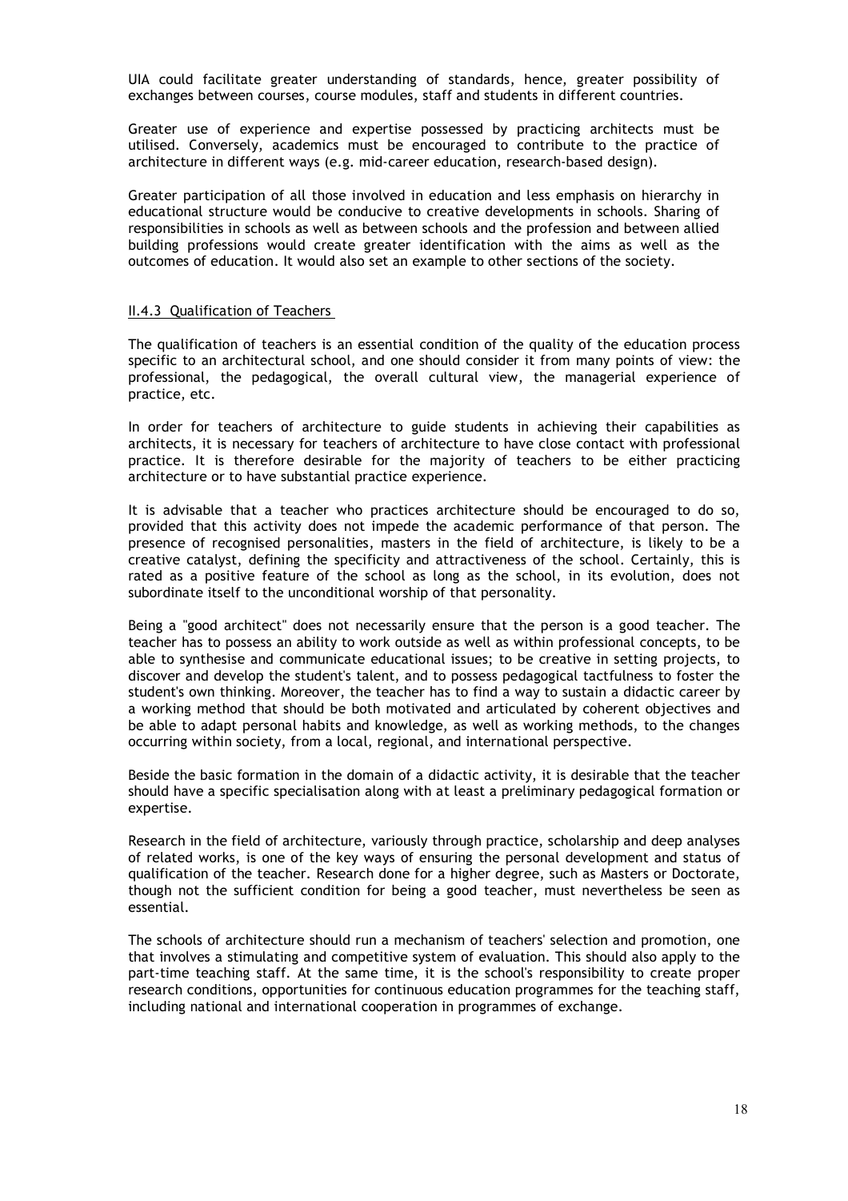UIA could facilitate greater understanding of standards, hence, greater possibility of exchanges between courses, course modules, staff and students in different countries.

Greater use of experience and expertise possessed by practicing architects must be utilised. Conversely, academics must be encouraged to contribute to the practice of architecture in different ways (e.g. mid-career education, research-based design).

Greater participation of all those involved in education and less emphasis on hierarchy in educational structure would be conducive to creative developments in schools. Sharing of responsibilities in schools as well as between schools and the profession and between allied building professions would create greater identification with the aims as well as the outcomes of education. It would also set an example to other sections of the society.

### II.4.3 Qualification of Teachers

The qualification of teachers is an essential condition of the quality of the education process specific to an architectural school, and one should consider it from many points of view: the professional, the pedagogical, the overall cultural view, the managerial experience of practice, etc.

In order for teachers of architecture to guide students in achieving their capabilities as architects, it is necessary for teachers of architecture to have close contact with professional practice. It is therefore desirable for the majority of teachers to be either practicing architecture or to have substantial practice experience.

It is advisable that a teacher who practices architecture should be encouraged to do so, provided that this activity does not impede the academic performance of that person. The presence of recognised personalities, masters in the field of architecture, is likely to be a creative catalyst, defining the specificity and attractiveness of the school. Certainly, this is rated as a positive feature of the school as long as the school, in its evolution, does not subordinate itself to the unconditional worship of that personality.

Being a "good architect" does not necessarily ensure that the person is a good teacher. The teacher has to possess an ability to work outside as well as within professional concepts, to be able to synthesise and communicate educational issues; to be creative in setting projects, to discover and develop the student's talent, and to possess pedagogical tactfulness to foster the student's own thinking. Moreover, the teacher has to find a way to sustain a didactic career by a working method that should be both motivated and articulated by coherent objectives and be able to adapt personal habits and knowledge, as well as working methods, to the changes occurring within society, from a local, regional, and international perspective.

Beside the basic formation in the domain of a didactic activity, it is desirable that the teacher should have a specific specialisation along with at least a preliminary pedagogical formation or expertise.

Research in the field of architecture, variously through practice, scholarship and deep analyses of related works, is one of the key ways of ensuring the personal development and status of qualification of the teacher. Research done for a higher degree, such as Masters or Doctorate, though not the sufficient condition for being a good teacher, must nevertheless be seen as essential.

The schools of architecture should run a mechanism of teachers' selection and promotion, one that involves a stimulating and competitive system of evaluation. This should also apply to the part-time teaching staff. At the same time, it is the school's responsibility to create proper research conditions, opportunities for continuous education programmes for the teaching staff, including national and international cooperation in programmes of exchange.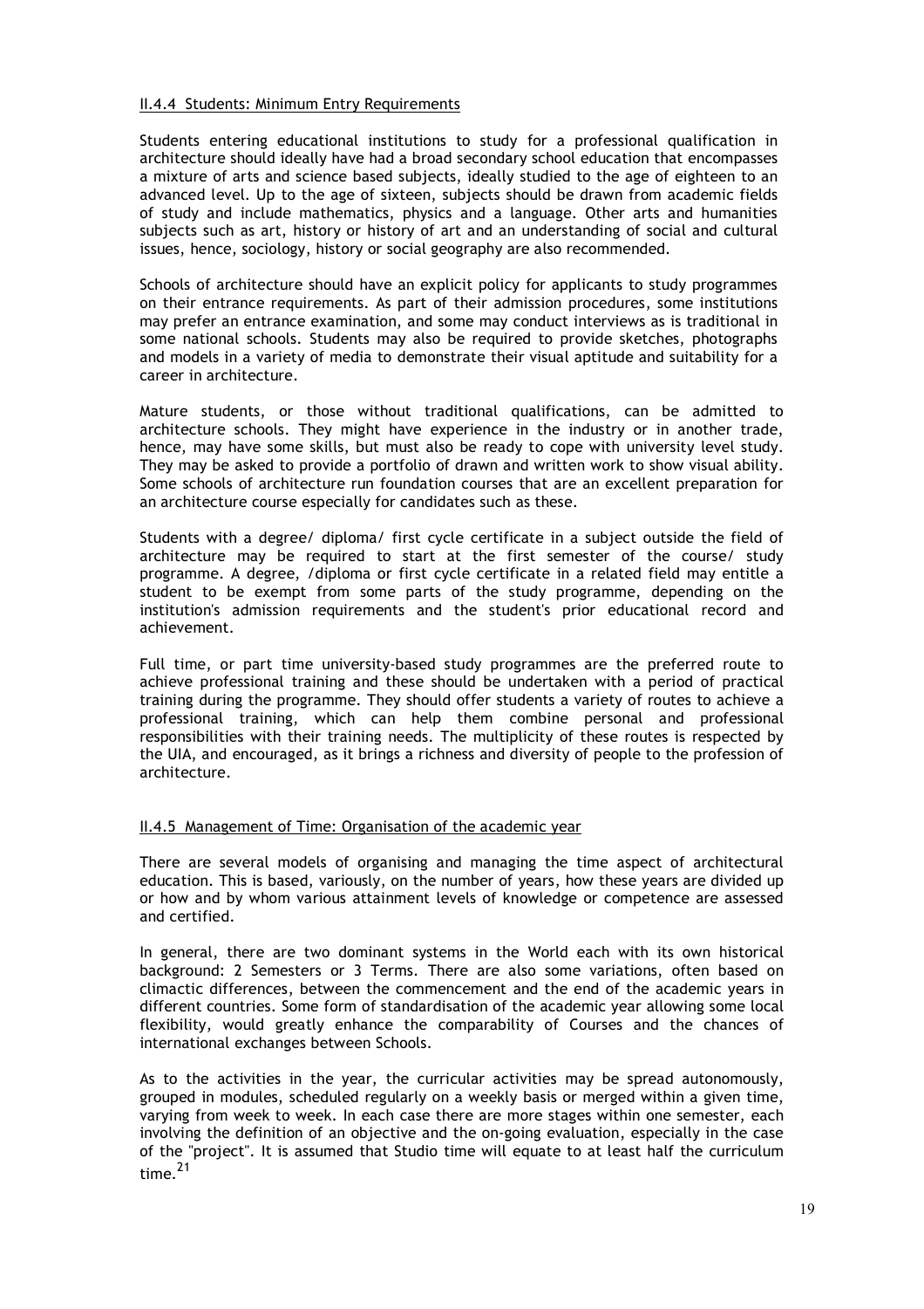### II.4.4 Students: Minimum Entry Requirements

Students entering educational institutions to study for a professional qualification in architecture should ideally have had a broad secondary school education that encompasses a mixture of arts and science based subjects, ideally studied to the age of eighteen to an advanced level. Up to the age of sixteen, subjects should be drawn from academic fields of study and include mathematics, physics and a language. Other arts and humanities subjects such as art, history or history of art and an understanding of social and cultural issues, hence, sociology, history or social geography are also recommended.

Schools of architecture should have an explicit policy for applicants to study programmes on their entrance requirements. As part of their admission procedures, some institutions may prefer an entrance examination, and some may conduct interviews as is traditional in some national schools. Students may also be required to provide sketches, photographs and models in a variety of media to demonstrate their visual aptitude and suitability for a career in architecture.

Mature students, or those without traditional qualifications, can be admitted to architecture schools. They might have experience in the industry or in another trade, hence, may have some skills, but must also be ready to cope with university level study. They may be asked to provide a portfolio of drawn and written work to show visual ability. Some schools of architecture run foundation courses that are an excellent preparation for an architecture course especially for candidates such as these.

Students with a degree/ diploma/ first cycle certificate in a subject outside the field of architecture may be required to start at the first semester of the course/ study programme. A degree, /diploma or first cycle certificate in a related field may entitle a student to be exempt from some parts of the study programme, depending on the institution's admission requirements and the student's prior educational record and achievement.

Full time, or part time university-based study programmes are the preferred route to achieve professional training and these should be undertaken with a period of practical training during the programme. They should offer students a variety of routes to achieve a professional training, which can help them combine personal and professional responsibilities with their training needs. The multiplicity of these routes is respected by the UIA, and encouraged, as it brings a richness and diversity of people to the profession of architecture.

### II.4.5 Management of Time: Organisation of the academic year

There are several models of organising and managing the time aspect of architectural education. This is based, variously, on the number of years, how these years are divided up or how and by whom various attainment levels of knowledge or competence are assessed and certified.

In general, there are two dominant systems in the World each with its own historical background: 2 Semesters or 3 Terms. There are also some variations, often based on climactic differences, between the commencement and the end of the academic years in different countries. Some form of standardisation of the academic year allowing some local flexibility, would greatly enhance the comparability of Courses and the chances of international exchanges between Schools.

As to the activities in the year, the curricular activities may be spread autonomously, grouped in modules, scheduled regularly on a weekly basis or merged within a given time, varying from week to week. In each case there are more stages within one semester, each involving the definition of an objective and the on-going evaluation, especially in the case of the "project". It is assumed that Studio time will equate to at least half the curriculum time.[21]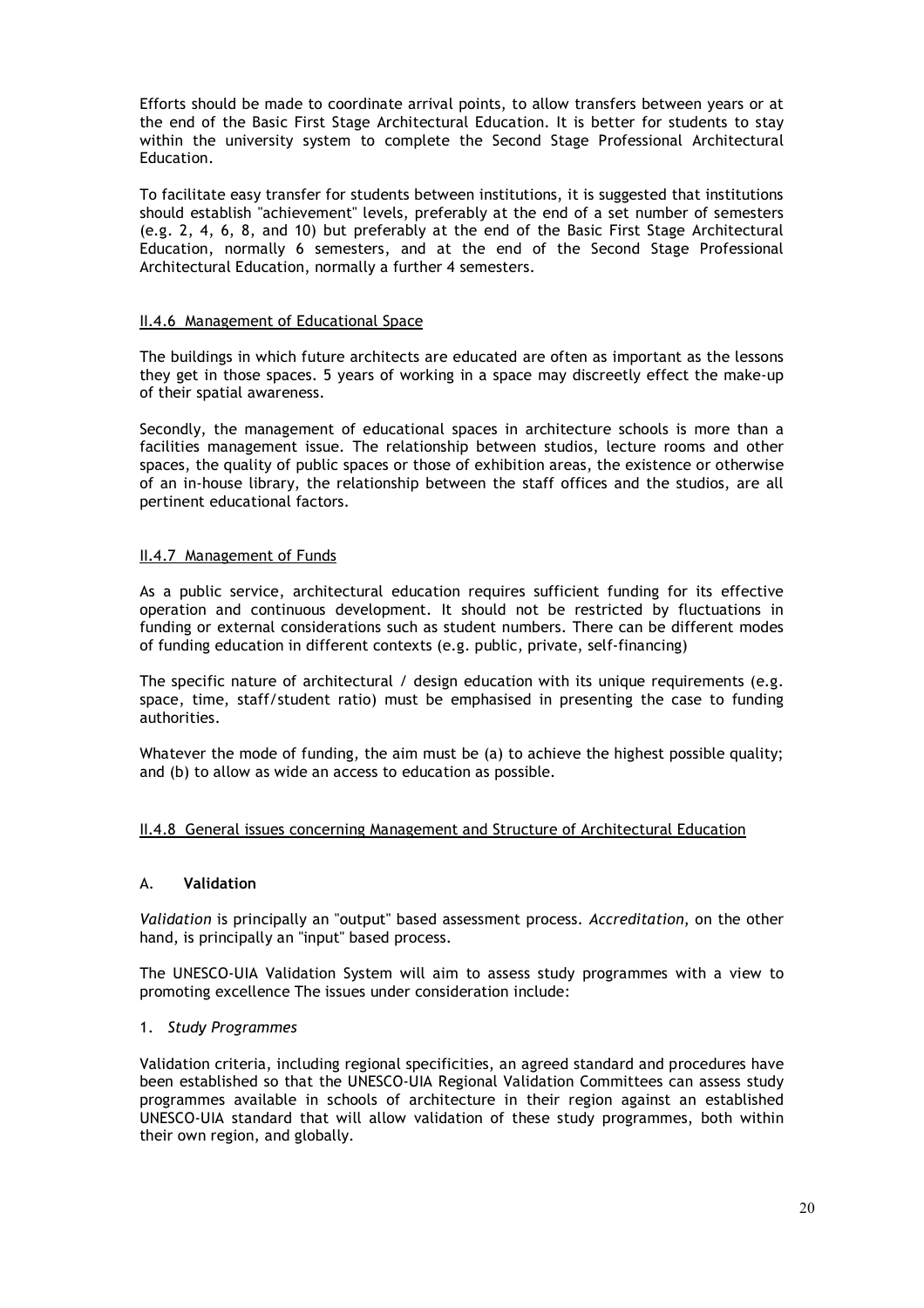Efforts should be made to coordinate arrival points, to allow transfers between years or at the end of the Basic First Stage Architectural Education. It is better for students to stay within the university system to complete the Second Stage Professional Architectural Education.

To facilitate easy transfer for students between institutions, it is suggested that institutions should establish "achievement" levels, preferably at the end of a set number of semesters (e.g. 2, 4, 6, 8, and 10) but preferably at the end of the Basic First Stage Architectural Education, normally 6 semesters, and at the end of the Second Stage Professional Architectural Education, normally a further 4 semesters.

### II.4.6 Management of Educational Space

The buildings in which future architects are educated are often as important as the lessons they get in those spaces. 5 years of working in a space may discreetly effect the make-up of their spatial awareness.

Secondly, the management of educational spaces in architecture schools is more than a facilities management issue. The relationship between studios, lecture rooms and other spaces, the quality of public spaces or those of exhibition areas, the existence or otherwise of an in-house library, the relationship between the staff offices and the studios, are all pertinent educational factors.

### II.4.7 Management of Funds

As a public service, architectural education requires sufficient funding for its effective operation and continuous development. It should not be restricted by fluctuations in funding or external considerations such as student numbers. There can be different modes of funding education in different contexts (e.g. public, private, self-financing)

The specific nature of architectural / design education with its unique requirements (e.g. space, time, staff/student ratio) must be emphasised in presenting the case to funding authorities.

Whatever the mode of funding, the aim must be (a) to achieve the highest possible quality; and (b) to allow as wide an access to education as possible.

### II.4.8 General issues concerning Management and Structure of Architectural Education

#### A. **Validation**

*Validation* is principally an "output" based assessment process. *Accreditation*, on the other hand, is principally an "input" based process.

The UNESCO-UIA Validation System will aim to assess study programmes with a view to promoting excellence The issues under consideration include:

1. *Study Programmes*

Validation criteria, including regional specificities, an agreed standard and procedures have been established so that the UNESCO-UIA Regional Validation Committees can assess study programmes available in schools of architecture in their region against an established UNESCO-UIA standard that will allow validation of these study programmes, both within their own region, and globally.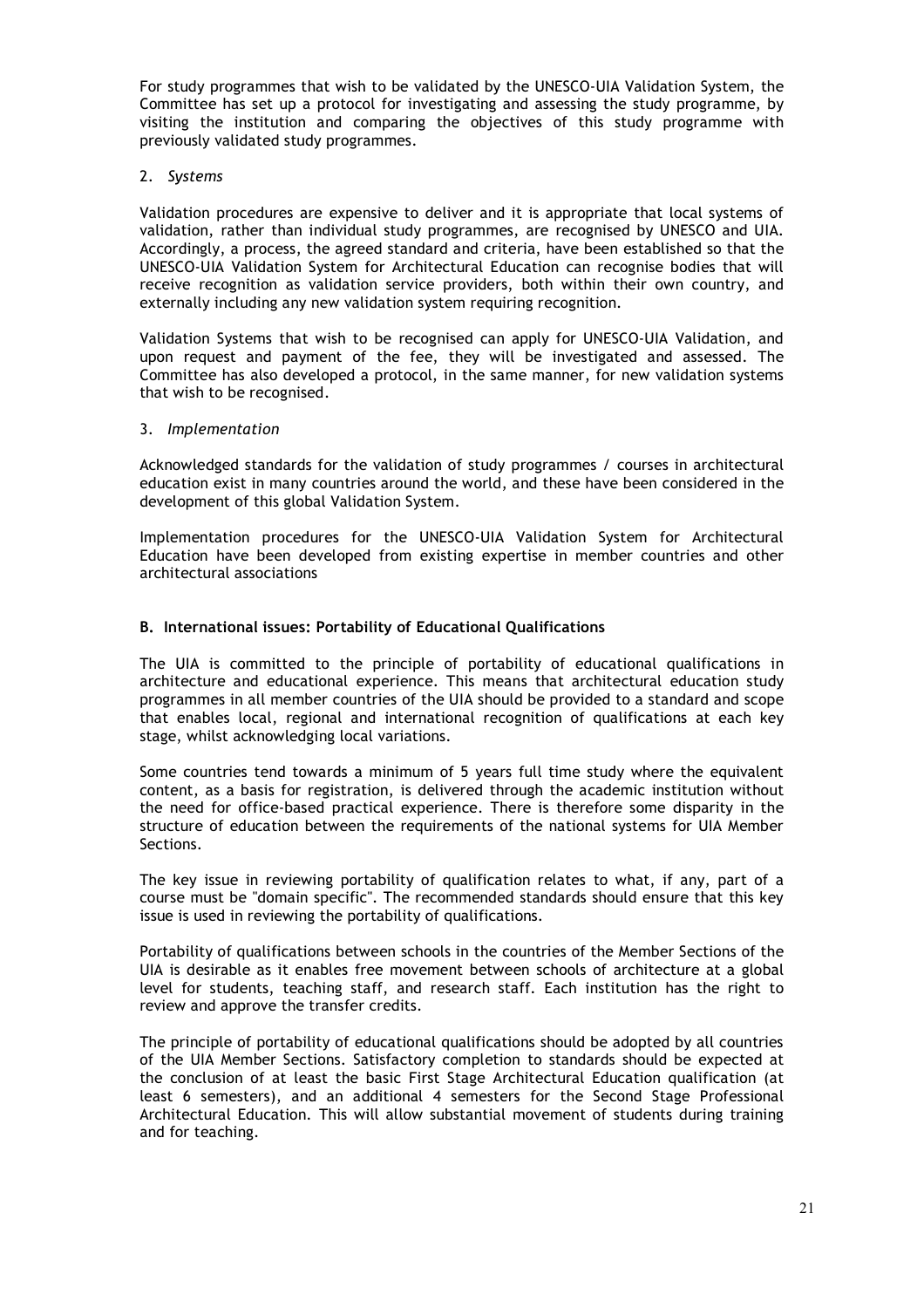For study programmes that wish to be validated by the UNESCO-UIA Validation System, the Committee has set up a protocol for investigating and assessing the study programme, by visiting the institution and comparing the objectives of this study programme with previously validated study programmes.

2. *Systems*

Validation procedures are expensive to deliver and it is appropriate that local systems of validation, rather than individual study programmes, are recognised by UNESCO and UIA. Accordingly, a process, the agreed standard and criteria, have been established so that the UNESCO-UIA Validation System for Architectural Education can recognise bodies that will receive recognition as validation service providers, both within their own country, and externally including any new validation system requiring recognition.

Validation Systems that wish to be recognised can apply for UNESCO-UIA Validation, and upon request and payment of the fee, they will be investigated and assessed. The Committee has also developed a protocol, in the same manner, for new validation systems that wish to be recognised.

3. *Implementation*

Acknowledged standards for the validation of study programmes / courses in architectural education exist in many countries around the world, and these have been considered in the development of this global Validation System.

Implementation procedures for the UNESCO-UIA Validation System for Architectural Education have been developed from existing expertise in member countries and other architectural associations

### B. International issues: Portability of Educational Qualifications

The UIA is committed to the principle of portability of educational qualifications in architecture and educational experience. This means that architectural education study programmes in all member countries of the UIA should be provided to a standard and scope that enables local, regional and international recognition of qualifications at each key stage, whilst acknowledging local variations.

Some countries tend towards a minimum of 5 years full time study where the equivalent content, as a basis for registration, is delivered through the academic institution without the need for office-based practical experience. There is therefore some disparity in the structure of education between the requirements of the national systems for UIA Member Sections.

The key issue in reviewing portability of qualification relates to what, if any, part of a course must be "domain specific". The recommended standards should ensure that this key issue is used in reviewing the portability of qualifications.

Portability of qualifications between schools in the countries of the Member Sections of the UIA is desirable as it enables free movement between schools of architecture at a global level for students, teaching staff, and research staff. Each institution has the right to review and approve the transfer credits.

The principle of portability of educational qualifications should be adopted by all countries of the UIA Member Sections. Satisfactory completion to standards should be expected at the conclusion of at least the basic First Stage Architectural Education qualification (at least 6 semesters), and an additional 4 semesters for the Second Stage Professional Architectural Education. This will allow substantial movement of students during training and for teaching.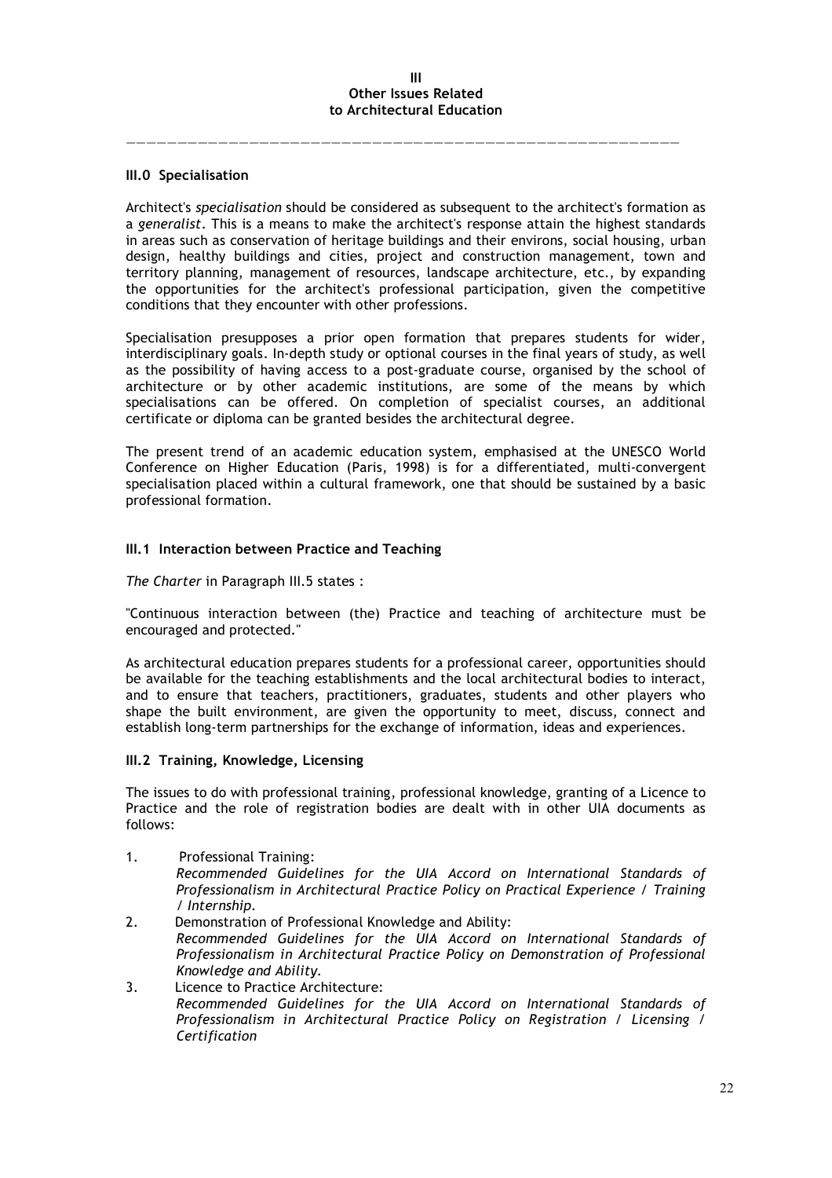# III
# Other Issues Related to Architectural Education

---

## III.0 Specialisation

Architect's *specialisation* should be considered as subsequent to the architect's formation as a *generalist*. This is a means to make the architect's response attain the highest standards in areas such as conservation of heritage buildings and their environs, social housing, urban design, healthy buildings and cities, project and construction management, town and territory planning, management of resources, landscape architecture, etc., by expanding the opportunities for the architect's professional participation, given the competitive conditions that they encounter with other professions.

Specialisation presupposes a prior open formation that prepares students for wider, interdisciplinary goals. In-depth study or optional courses in the final years of study, as well as the possibility of having access to a post-graduate course, organised by the school of architecture or by other academic institutions, are some of the means by which specialisations can be offered. On completion of specialist courses, an additional certificate or diploma can be granted besides the architectural degree.

The present trend of an academic education system, emphasised at the UNESCO World Conference on Higher Education (Paris, 1998) is for a differentiated, multi-convergent specialisation placed within a cultural framework, one that should be sustained by a basic professional formation.

## III.1 Interaction between Practice and Teaching

*The Charter* in Paragraph III.5 states :

"Continuous interaction between (the) Practice and teaching of architecture must be encouraged and protected."

As architectural education prepares students for a professional career, opportunities should be available for the teaching establishments and the local architectural bodies to interact, and to ensure that teachers, practitioners, graduates, students and other players who shape the built environment, are given the opportunity to meet, discuss, connect and establish long-term partnerships for the exchange of information, ideas and experiences.

## III.2 Training, Knowledge, Licensing

The issues to do with professional training, professional knowledge, granting of a Licence to Practice and the role of registration bodies are dealt with in other UIA documents as follows:

1. Professional Training:
   *Recommended Guidelines for the UIA Accord on International Standards of Professionalism in Architectural Practice Policy on Practical Experience / Training / Internship.*
2. Demonstration of Professional Knowledge and Ability:
   *Recommended Guidelines for the UIA Accord on International Standards of Professionalism in Architectural Practice Policy on Demonstration of Professional Knowledge and Ability.*
3. Licence to Practice Architecture:
   *Recommended Guidelines for the UIA Accord on International Standards of Professionalism in Architectural Practice Policy on Registration / Licensing / Certification*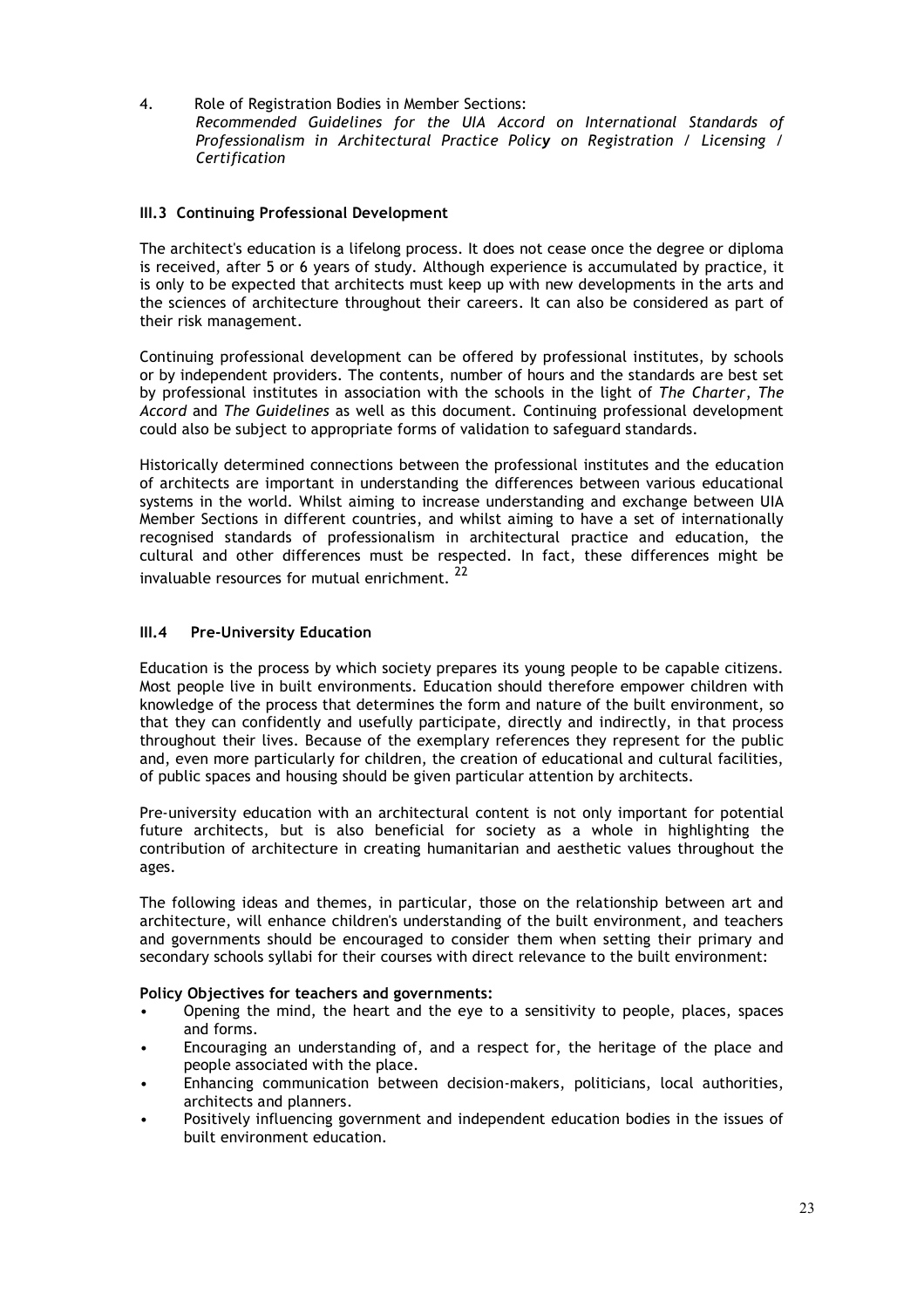4. Role of Registration Bodies in Member Sections:
   *Recommended Guidelines for the UIA Accord on International Standards of Professionalism in Architectural Practice Policy on Registration / Licensing / Certification*

### III.3 Continuing Professional Development

The architect's education is a lifelong process. It does not cease once the degree or diploma is received, after 5 or 6 years of study. Although experience is accumulated by practice, it is only to be expected that architects must keep up with new developments in the arts and the sciences of architecture throughout their careers. It can also be considered as part of their risk management.

Continuing professional development can be offered by professional institutes, by schools or by independent providers. The contents, number of hours and the standards are best set by professional institutes in association with the schools in the light of *The Charter*, *The Accord* and *The Guidelines* as well as this document. Continuing professional development could also be subject to appropriate forms of validation to safeguard standards.

Historically determined connections between the professional institutes and the education of architects are important in understanding the differences between various educational systems in the world. Whilst aiming to increase understanding and exchange between UIA Member Sections in different countries, and whilst aiming to have a set of internationally recognised standards of professionalism in architectural practice and education, the cultural and other differences must be respected. In fact, these differences might be invaluable resources for mutual enrichment. [22]

### III.4 Pre-University Education

Education is the process by which society prepares its young people to be capable citizens. Most people live in built environments. Education should therefore empower children with knowledge of the process that determines the form and nature of the built environment, so that they can confidently and usefully participate, directly and indirectly, in that process throughout their lives. Because of the exemplary references they represent for the public and, even more particularly for children, the creation of educational and cultural facilities, of public spaces and housing should be given particular attention by architects.

Pre-university education with an architectural content is not only important for potential future architects, but is also beneficial for society as a whole in highlighting the contribution of architecture in creating humanitarian and aesthetic values throughout the ages.

The following ideas and themes, in particular, those on the relationship between art and architecture, will enhance children's understanding of the built environment, and teachers and governments should be encouraged to consider them when setting their primary and secondary schools syllabi for their courses with direct relevance to the built environment:

**Policy Objectives for teachers and governments:**

- Opening the mind, the heart and the eye to a sensitivity to people, places, spaces and forms.
- Encouraging an understanding of, and a respect for, the heritage of the place and people associated with the place.
- Enhancing communication between decision-makers, politicians, local authorities, architects and planners.
- Positively influencing government and independent education bodies in the issues of built environment education.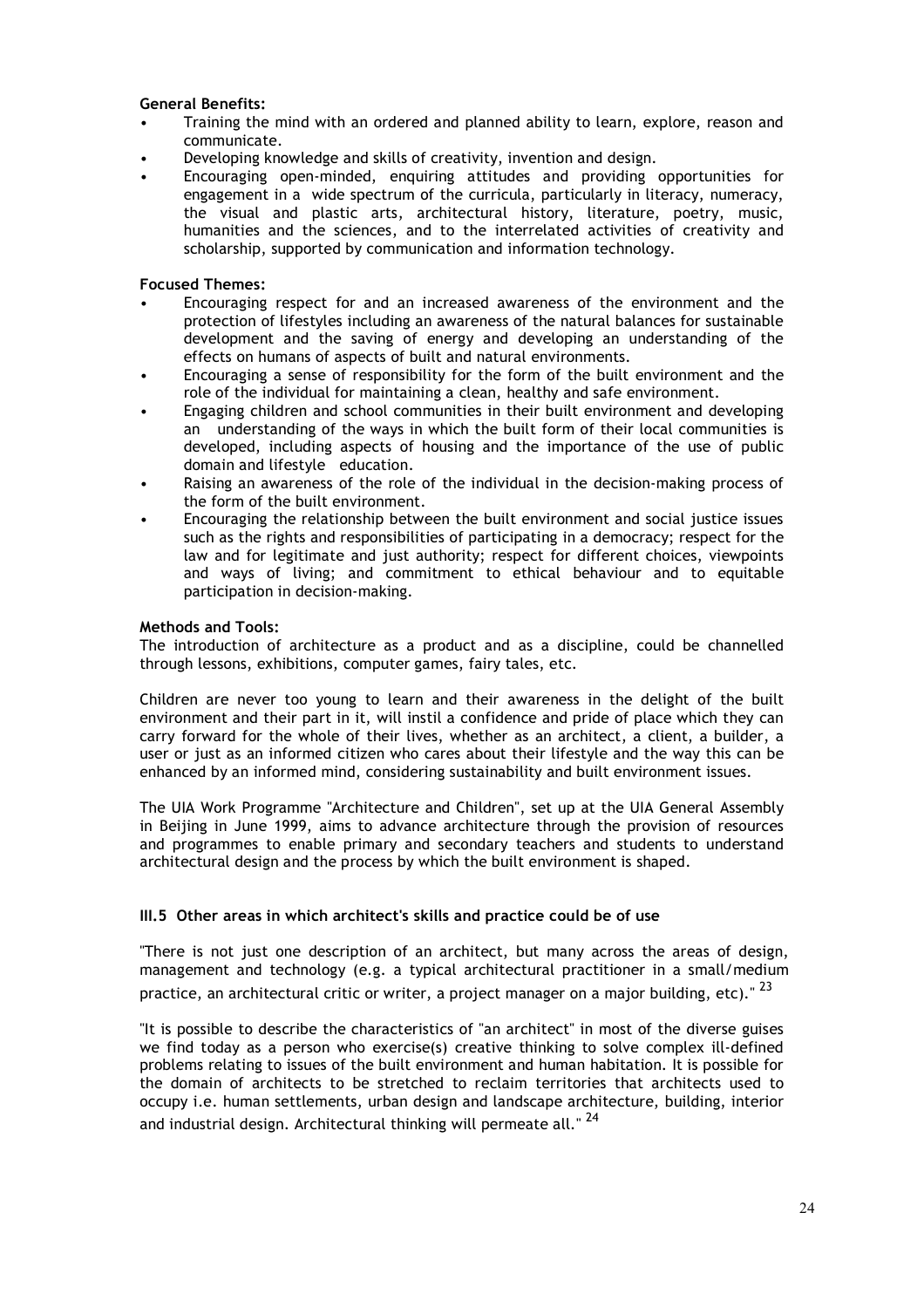**General Benefits:**

- Training the mind with an ordered and planned ability to learn, explore, reason and communicate.
- Developing knowledge and skills of creativity, invention and design.
- Encouraging open-minded, enquiring attitudes and providing opportunities for engagement in a wide spectrum of the curricula, particularly in literacy, numeracy, the visual and plastic arts, architectural history, literature, poetry, music, humanities and the sciences, and to the interrelated activities of creativity and scholarship, supported by communication and information technology.

**Focused Themes:**

- Encouraging respect for and an increased awareness of the environment and the protection of lifestyles including an awareness of the natural balances for sustainable development and the saving of energy and developing an understanding of the effects on humans of aspects of built and natural environments.
- Encouraging a sense of responsibility for the form of the built environment and the role of the individual for maintaining a clean, healthy and safe environment.
- Engaging children and school communities in their built environment and developing an understanding of the ways in which the built form of their local communities is developed, including aspects of housing and the importance of the use of public domain and lifestyle education.
- Raising an awareness of the role of the individual in the decision-making process of the form of the built environment.
- Encouraging the relationship between the built environment and social justice issues such as the rights and responsibilities of participating in a democracy; respect for the law and for legitimate and just authority; respect for different choices, viewpoints and ways of living; and commitment to ethical behaviour and to equitable participation in decision-making.

**Methods and Tools:**

The introduction of architecture as a product and as a discipline, could be channelled through lessons, exhibitions, computer games, fairy tales, etc.

Children are never too young to learn and their awareness in the delight of the built environment and their part in it, will instil a confidence and pride of place which they can carry forward for the whole of their lives, whether as an architect, a client, a builder, a user or just as an informed citizen who cares about their lifestyle and the way this can be enhanced by an informed mind, considering sustainability and built environment issues.

The UIA Work Programme "Architecture and Children", set up at the UIA General Assembly in Beijing in June 1999, aims to advance architecture through the provision of resources and programmes to enable primary and secondary teachers and students to understand architectural design and the process by which the built environment is shaped.

### III.5 Other areas in which architect's skills and practice could be of use

"There is not just one description of an architect, but many across the areas of design, management and technology (e.g. a typical architectural practitioner in a small/medium practice, an architectural critic or writer, a project manager on a major building, etc)." [23]

"It is possible to describe the characteristics of "an architect" in most of the diverse guises we find today as a person who exercise(s) creative thinking to solve complex ill-defined problems relating to issues of the built environment and human habitation. It is possible for the domain of architects to be stretched to reclaim territories that architects used to occupy i.e. human settlements, urban design and landscape architecture, building, interior and industrial design. Architectural thinking will permeate all." [24]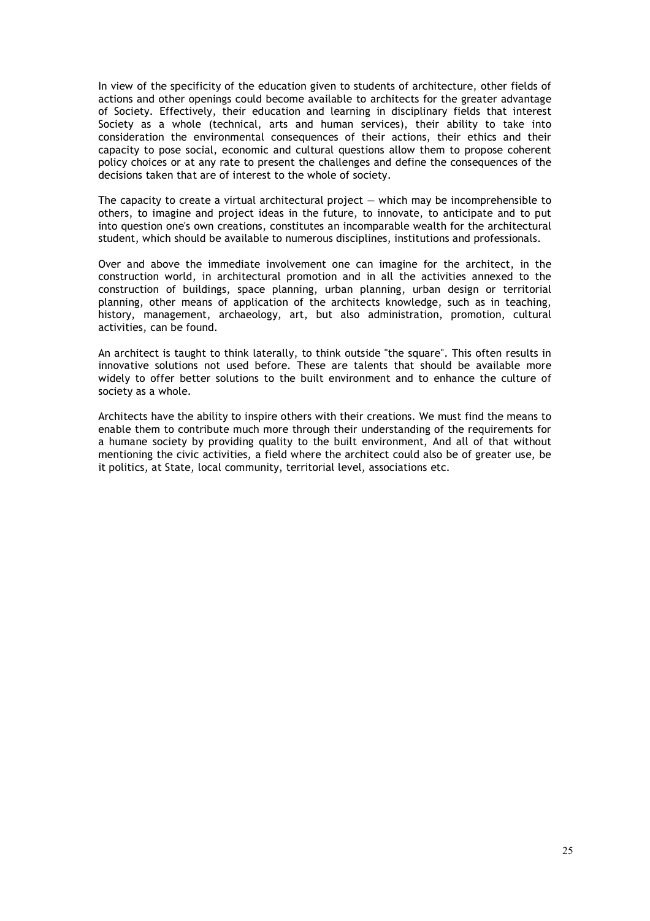In view of the specificity of the education given to students of architecture, other fields of actions and other openings could become available to architects for the greater advantage of Society. Effectively, their education and learning in disciplinary fields that interest Society as a whole (technical, arts and human services), their ability to take into consideration the environmental consequences of their actions, their ethics and their capacity to pose social, economic and cultural questions allow them to propose coherent policy choices or at any rate to present the challenges and define the consequences of the decisions taken that are of interest to the whole of society.

The capacity to create a virtual architectural project — which may be incomprehensible to others, to imagine and project ideas in the future, to innovate, to anticipate and to put into question one's own creations, constitutes an incomparable wealth for the architectural student, which should be available to numerous disciplines, institutions and professionals.

Over and above the immediate involvement one can imagine for the architect, in the construction world, in architectural promotion and in all the activities annexed to the construction of buildings, space planning, urban planning, urban design or territorial planning, other means of application of the architects knowledge, such as in teaching, history, management, archaeology, art, but also administration, promotion, cultural activities, can be found.

An architect is taught to think laterally, to think outside "the square". This often results in innovative solutions not used before. These are talents that should be available more widely to offer better solutions to the built environment and to enhance the culture of society as a whole.

Architects have the ability to inspire others with their creations. We must find the means to enable them to contribute much more through their understanding of the requirements for a humane society by providing quality to the built environment, And all of that without mentioning the civic activities, a field where the architect could also be of greater use, be it politics, at State, local community, territorial level, associations etc.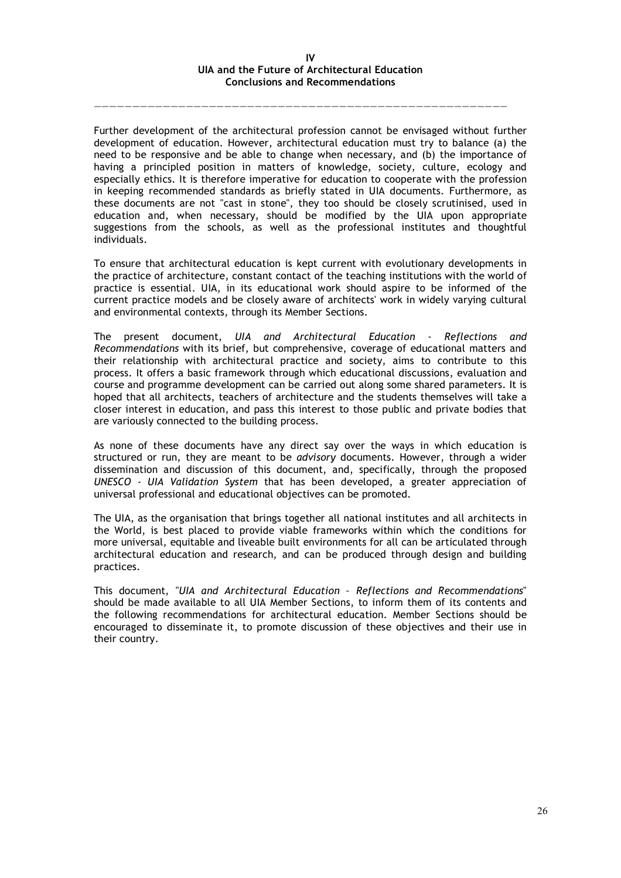# IV
# UIA and the Future of Architectural Education
## Conclusions and Recommendations

---

Further development of the architectural profession cannot be envisaged without further development of education. However, architectural education must try to balance (a) the need to be responsive and be able to change when necessary, and (b) the importance of having a principled position in matters of knowledge, society, culture, ecology and especially ethics. It is therefore imperative for education to cooperate with the profession in keeping recommended standards as briefly stated in UIA documents. Furthermore, as these documents are not "cast in stone", they too should be closely scrutinised, used in education and, when necessary, should be modified by the UIA upon appropriate suggestions from the schools, as well as the professional institutes and thoughtful individuals.

To ensure that architectural education is kept current with evolutionary developments in the practice of architecture, constant contact of the teaching institutions with the world of practice is essential. UIA, in its educational work should aspire to be informed of the current practice models and be closely aware of architects' work in widely varying cultural and environmental contexts, through its Member Sections.

The present document, *UIA and Architectural Education - Reflections and Recommendations* with its brief, but comprehensive, coverage of educational matters and their relationship with architectural practice and society, aims to contribute to this process. It offers a basic framework through which educational discussions, evaluation and course and programme development can be carried out along some shared parameters. It is hoped that all architects, teachers of architecture and the students themselves will take a closer interest in education, and pass this interest to those public and private bodies that are variously connected to the building process.

As none of these documents have any direct say over the ways in which education is structured or run, they are meant to be *advisory* documents. However, through a wider dissemination and discussion of this document, and, specifically, through the proposed *UNESCO - UIA Validation System* that has been developed, a greater appreciation of universal professional and educational objectives can be promoted.

The UIA, as the organisation that brings together all national institutes and all architects in the World, is best placed to provide viable frameworks within which the conditions for more universal, equitable and liveable built environments for all can be articulated through architectural education and research, and can be produced through design and building practices.

This document, "*UIA and Architectural Education – Reflections and Recommendations*" should be made available to all UIA Member Sections, to inform them of its contents and the following recommendations for architectural education. Member Sections should be encouraged to disseminate it, to promote discussion of these objectives and their use in their country.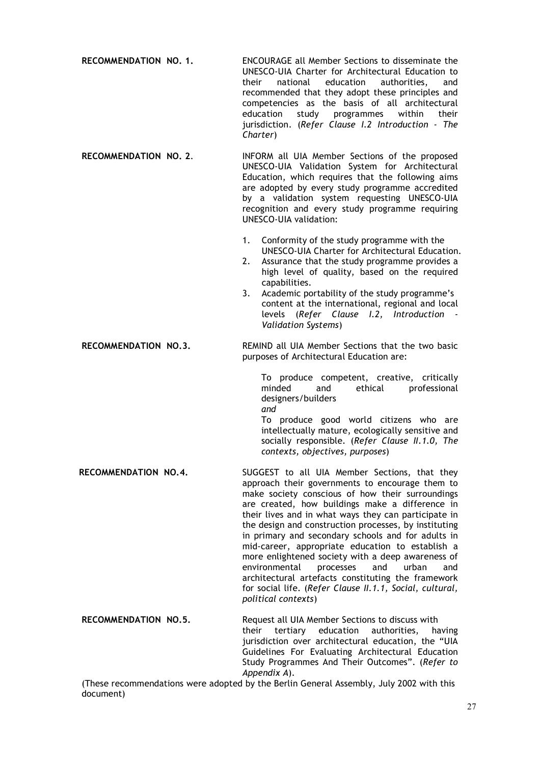**RECOMMENDATION NO. 1.** ENCOURAGE all Member Sections to disseminate the UNESCO-UIA Charter for Architectural Education to their national education authorities, and recommended that they adopt these principles and competencies as the basis of all architectural education study programmes within their jurisdiction. (*Refer Clause I.2 Introduction - The Charter*)

**RECOMMENDATION NO. 2.** INFORM all UIA Member Sections of the proposed UNESCO-UIA Validation System for Architectural Education, which requires that the following aims are adopted by every study programme accredited by a validation system requesting UNESCO-UIA recognition and every study programme requiring UNESCO-UIA validation:

1. Conformity of the study programme with the UNESCO-UIA Charter for Architectural Education.
2. Assurance that the study programme provides a high level of quality, based on the required capabilities.
3. Academic portability of the study programme's content at the international, regional and local levels (*Refer Clause I.2, Introduction - Validation Systems*)

**RECOMMENDATION NO.3.** REMIND all UIA Member Sections that the two basic purposes of Architectural Education are:

> To produce competent, creative, critically minded and ethical professional designers/builders
> *and*
> To produce good world citizens who are intellectually mature, ecologically sensitive and socially responsible. (*Refer Clause II.1.0, The contexts, objectives, purposes*)

**RECOMMENDATION NO.4.** SUGGEST to all UIA Member Sections, that they approach their governments to encourage them to make society conscious of how their surroundings are created, how buildings make a difference in their lives and in what ways they can participate in the design and construction processes, by instituting in primary and secondary schools and for adults in mid-career, appropriate education to establish a more enlightened society with a deep awareness of environmental processes and urban and architectural artefacts constituting the framework for social life. (*Refer Clause II.1.1, Social, cultural, political contexts*)

**RECOMMENDATION NO.5.** Request all UIA Member Sections to discuss with their tertiary education authorities, having jurisdiction over architectural education, the "UIA Guidelines For Evaluating Architectural Education Study Programmes And Their Outcomes". (*Refer to Appendix A*).

(These recommendations were adopted by the Berlin General Assembly, July 2002 with this document)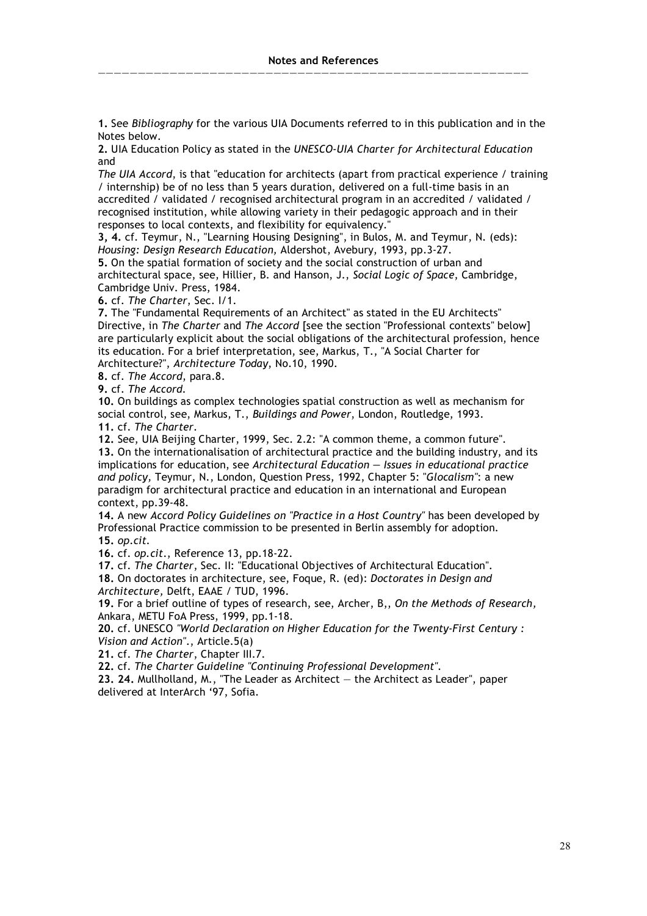## Notes and References

**1.** See *Bibliography* for the various UIA Documents referred to in this publication and in the Notes below.
**2.** UIA Education Policy as stated in the *UNESCO-UIA Charter for Architectural Education* and
*The UIA Accord*, is that "education for architects (apart from practical experience / training / internship) be of no less than 5 years duration, delivered on a full-time basis in an accredited / validated / recognised architectural program in an accredited / validated / recognised institution, while allowing variety in their pedagogic approach and in their responses to local contexts, and flexibility for equivalency."
**3, 4.** cf. Teymur, N., "Learning Housing Designing", in Bulos, M. and Teymur, N. (eds): *Housing: Design Research Education,* Aldershot, Avebury, 1993, pp.3-27.
**5.** On the spatial formation of society and the social construction of urban and architectural space, see, Hillier, B. and Hanson, J., *Social Logic of Space*, Cambridge, Cambridge Univ. Press, 1984.
**6.** cf. *The Charter*, Sec. I/1.
**7.** The "Fundamental Requirements of an Architect" as stated in the EU Architects" Directive, in *The Charter* and *The Accord* [see the section "Professional contexts" below] are particularly explicit about the social obligations of the architectural profession, hence its education. For a brief interpretation, see, Markus, T., "A Social Charter for Architecture?", *Architecture Today*, No.10, 1990.
**8.** cf. *The Accord*, para.8.
**9.** cf. *The Accord.*
**10.** On buildings as complex technologies spatial construction as well as mechanism for social control, see, Markus, T., *Buildings and Power*, London, Routledge, 1993.
**11.** cf. *The Charter*.
**12.** See, UIA Beijing Charter, 1999, Sec. 2.2: "A common theme, a common future".
**13.** On the internationalisation of architectural practice and the building industry, and its implications for education, see *Architectural Education — Issues in educational practice and policy,* Teymur, N., London, Question Press, 1992, Chapter 5: "*Glocalism*": a new paradigm for architectural practice and education in an international and European context, pp.39-48.
**14.** A new *Accord Policy Guidelines on "Practice in a Host Country"* has been developed by Professional Practice commission to be presented in Berlin assembly for adoption.
**15.** *op.cit.*
**16.** cf. *op.cit.*, Reference 13, pp.18-22.
**17.** cf. *The Charter*, Sec. II: "Educational Objectives of Architectural Education".
**18.** On doctorates in architecture, see, Foque, R. (ed): *Doctorates in Design and Architecture,* Delft, EAAE / TUD, 1996.
**19.** For a brief outline of types of research, see, Archer, B,, *On the Methods of Research*, Ankara, METU FoA Press, 1999, pp.1-18.
**20.** cf. UNESCO *"World Declaration on Higher Education for the Twenty-First Century : Vision and Action"*., Article.5(a)
**21.** cf. *The Charter*, Chapter III.7.
**22.** cf. *The Charter Guideline "Continuing Professional Development"*.
**23. 24.** Mullholland, M., "The Leader as Architect — the Architect as Leader", paper delivered at InterArch '97, Sofia.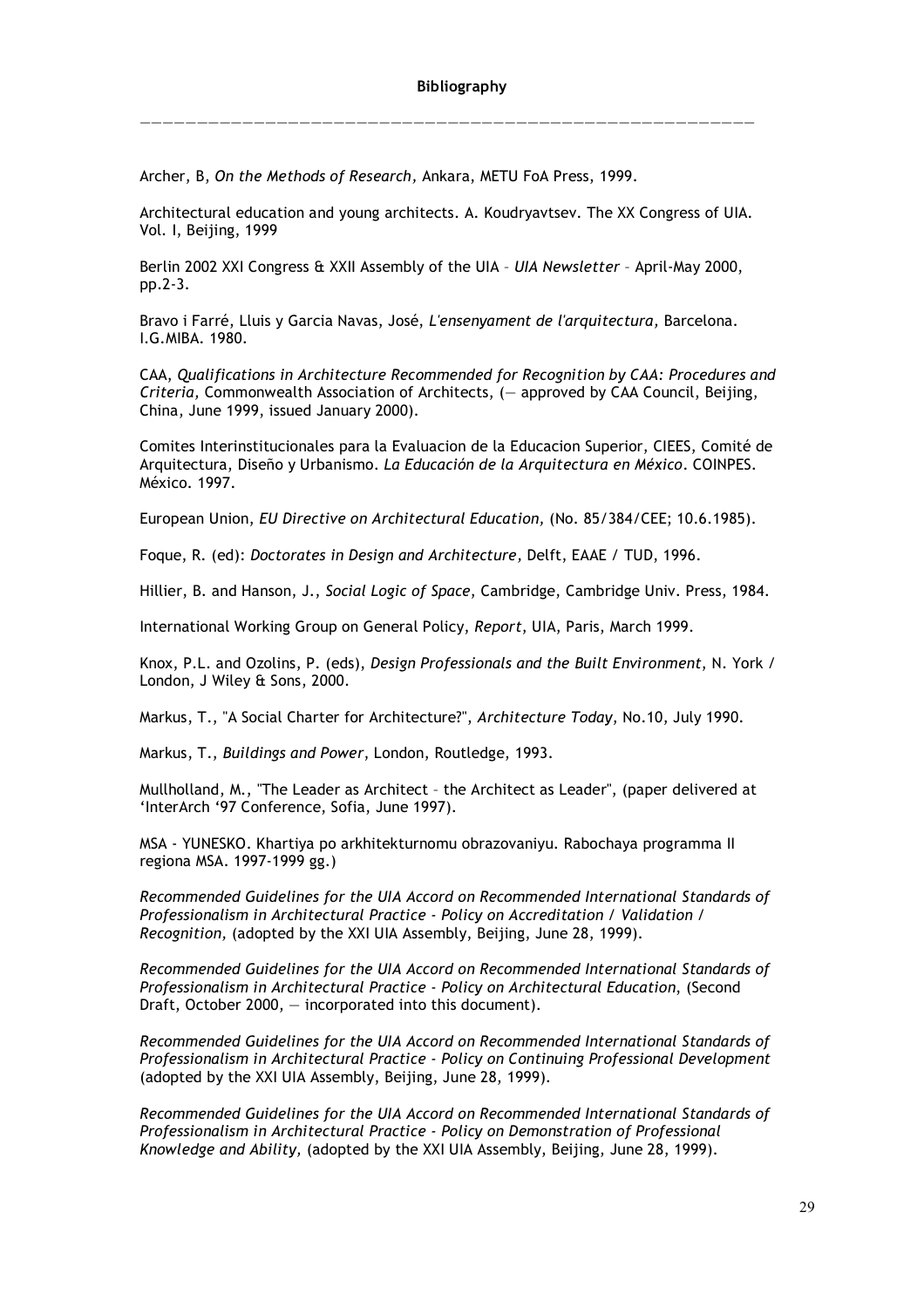## Bibliography

---

Archer, B, *On the Methods of Research,* Ankara, METU FoA Press, 1999.

Architectural education and young architects. A. Koudryavtsev. The XX Congress of UIA. Vol. I, Beijing, 1999

Berlin 2002 XXI Congress & XXII Assembly of the UIA – *UIA Newsletter* – April-May 2000, pp.2-3.

Bravo i Farré, Lluis y Garcia Navas, José, *L'ensenyament de l'arquitectura,* Barcelona. I.G.MIBA. 1980.

CAA, *Qualifications in Architecture Recommended for Recognition by CAA: Procedures and Criteria,* Commonwealth Association of Architects, (— approved by CAA Council, Beijing, China, June 1999, issued January 2000).

Comites Interinstitucionales para la Evaluacion de la Educacion Superior, CIEES, Comité de Arquitectura, Diseño y Urbanismo. *La Educación de la Arquitectura en México*. COINPES. México. 1997.

European Union, *EU Directive on Architectural Education,* (No. 85/384/CEE; 10.6.1985).

Foque, R. (ed): *Doctorates in Design and Architecture,* Delft, EAAE / TUD, 1996.

Hillier, B. and Hanson, J., *Social Logic of Space*, Cambridge, Cambridge Univ. Press, 1984.

International Working Group on General Policy, *Report,* UIA, Paris, March 1999.

Knox, P.L. and Ozolins, P. (eds), *Design Professionals and the Built Environment*, N. York / London, J Wiley & Sons, 2000.

Markus, T., "A Social Charter for Architecture?", *Architecture Today*, No.10, July 1990.

Markus, T., *Buildings and Power*, London, Routledge, 1993.

Mullholland, M., "The Leader as Architect – the Architect as Leader", (paper delivered at 'InterArch '97 Conference, Sofia, June 1997).

MSA - YUNESKO. Khartiya po arkhitekturnomu obrazovaniyu. Rabochaya programma II regiona MSA. 1997-1999 gg.)

*Recommended Guidelines for the UIA Accord on Recommended International Standards of Professionalism in Architectural Practice - Policy on Accreditation / Validation / Recognition,* (adopted by the XXI UIA Assembly, Beijing, June 28, 1999).

*Recommended Guidelines for the UIA Accord on Recommended International Standards of Professionalism in Architectural Practice - Policy on Architectural Education*, (Second Draft, October 2000, — incorporated into this document).

*Recommended Guidelines for the UIA Accord on Recommended International Standards of Professionalism in Architectural Practice - Policy on Continuing Professional Development* (adopted by the XXI UIA Assembly, Beijing, June 28, 1999).

*Recommended Guidelines for the UIA Accord on Recommended International Standards of Professionalism in Architectural Practice - Policy on Demonstration of Professional Knowledge and Ability,* (adopted by the XXI UIA Assembly, Beijing, June 28, 1999).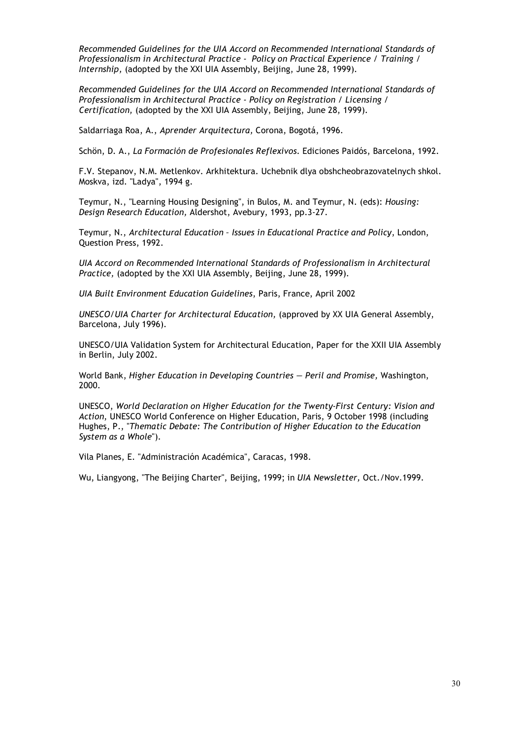*Recommended Guidelines for the UIA Accord on Recommended International Standards of Professionalism in Architectural Practice - Policy on Practical Experience / Training / Internship,* (adopted by the XXI UIA Assembly, Beijing, June 28, 1999).

*Recommended Guidelines for the UIA Accord on Recommended International Standards of Professionalism in Architectural Practice - Policy on Registration / Licensing / Certification,* (adopted by the XXI UIA Assembly, Beijing, June 28, 1999).

Saldarriaga Roa, A., *Aprender Arquitectura,* Corona, Bogotá, 1996.

Schön, D. A., *La Formación de Profesionales Reflexivos.* Ediciones Paidós, Barcelona, 1992.

F.V. Stepanov, N.M. Metlenkov. Arkhitektura. Uchebnik dlya obshcheobrazovatelnych shkol. Moskva, izd. "Ladya", 1994 g.

Teymur, N., "Learning Housing Designing", in Bulos, M. and Teymur, N. (eds): *Housing: Design Research Education,* Aldershot, Avebury, 1993, pp.3-27.

Teymur, N., *Architectural Education – Issues in Educational Practice and Policy*, London, Question Press, 1992.

*UIA Accord on Recommended International Standards of Professionalism in Architectural Practice,* (adopted by the XXI UIA Assembly, Beijing, June 28, 1999).

*UIA Built Environment Education Guidelines*, Paris, France, April 2002

*UNESCO/UIA Charter for Architectural Education,* (approved by XX UIA General Assembly, Barcelona, July 1996).

UNESCO/UIA Validation System for Architectural Education, Paper for the XXII UIA Assembly in Berlin, July 2002.

World Bank, *Higher Education in Developing Countries — Peril and Promise,* Washington, 2000.

UNESCO, *World Declaration on Higher Education for the Twenty-First Century: Vision and Action*, UNESCO World Conference on Higher Education, Paris, 9 October 1998 (including Hughes, P., "*Thematic Debate: The Contribution of Higher Education to the Education System as a Whole*").

Vila Planes, E. "Administración Académica", Caracas, 1998.

Wu, Liangyong, "The Beijing Charter", Beijing, 1999; in *UIA Newsletter,* Oct./Nov.1999.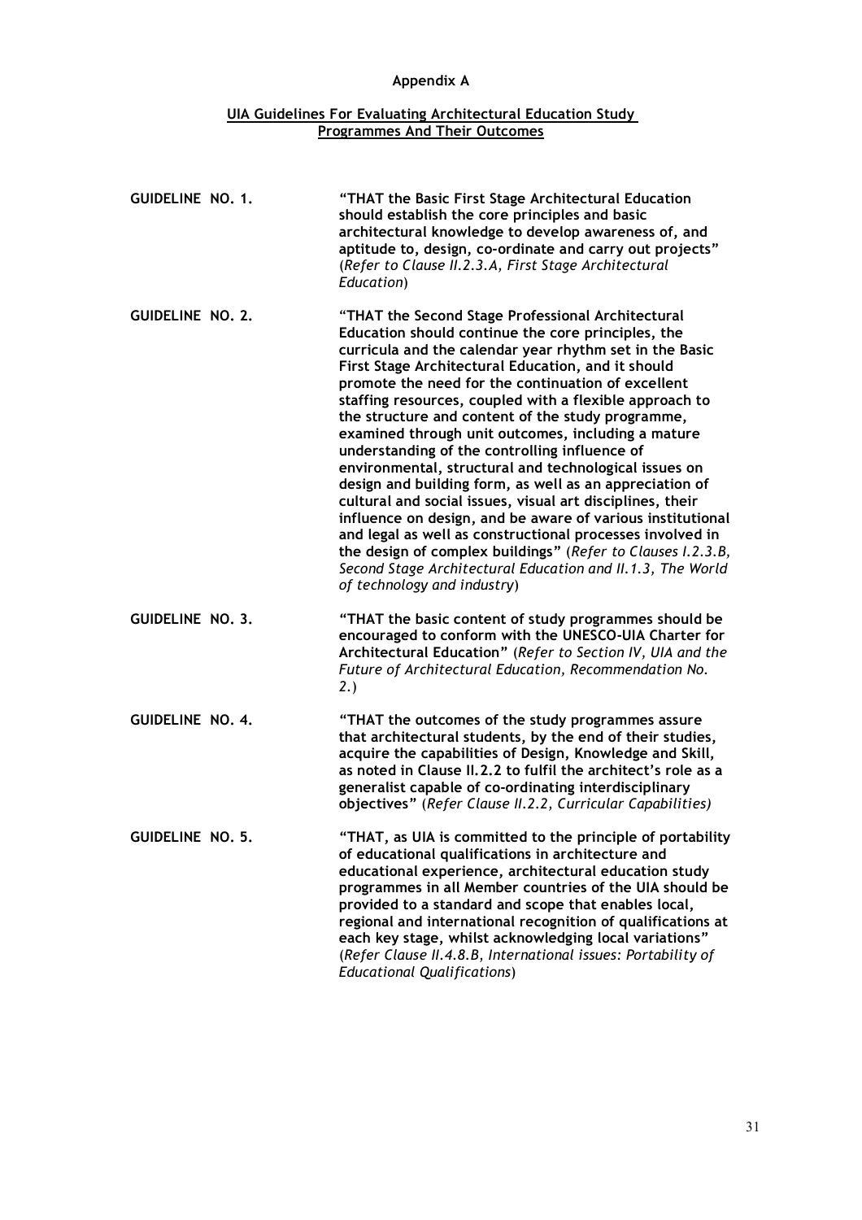## Appendix A

### UIA Guidelines For Evaluating Architectural Education Study Programmes And Their Outcomes

**GUIDELINE NO. 1.** **"THAT the Basic First Stage Architectural Education should establish the core principles and basic architectural knowledge to develop awareness of, and aptitude to, design, co-ordinate and carry out projects"** (*Refer to Clause II.2.3.A, First Stage Architectural Education*)

**GUIDELINE NO. 2.** **"THAT the Second Stage Professional Architectural Education should continue the core principles, the curricula and the calendar year rhythm set in the Basic First Stage Architectural Education, and it should promote the need for the continuation of excellent staffing resources, coupled with a flexible approach to the structure and content of the study programme, examined through unit outcomes, including a mature understanding of the controlling influence of environmental, structural and technological issues on design and building form, as well as an appreciation of cultural and social issues, visual art disciplines, their influence on design, and be aware of various institutional and legal as well as constructional processes involved in the design of complex buildings"** (*Refer to Clauses I.2.3.B, Second Stage Architectural Education and II.1.3, The World of technology and industry*)

**GUIDELINE NO. 3.** **"THAT the basic content of study programmes should be encouraged to conform with the UNESCO-UIA Charter for Architectural Education"** (*Refer to Section IV, UIA and the Future of Architectural Education, Recommendation No. 2.*)

**GUIDELINE NO. 4.** **"THAT the outcomes of the study programmes assure that architectural students, by the end of their studies, acquire the capabilities of Design, Knowledge and Skill, as noted in Clause II.2.2 to fulfil the architect's role as a generalist capable of co-ordinating interdisciplinary objectives"** (*Refer Clause II.2.2, Curricular Capabilities)*

**GUIDELINE NO. 5.** **"THAT, as UIA is committed to the principle of portability of educational qualifications in architecture and educational experience, architectural education study programmes in all Member countries of the UIA should be provided to a standard and scope that enables local, regional and international recognition of qualifications at each key stage, whilst acknowledging local variations"** (*Refer Clause II.4.8.B, International issues: Portability of Educational Qualifications*)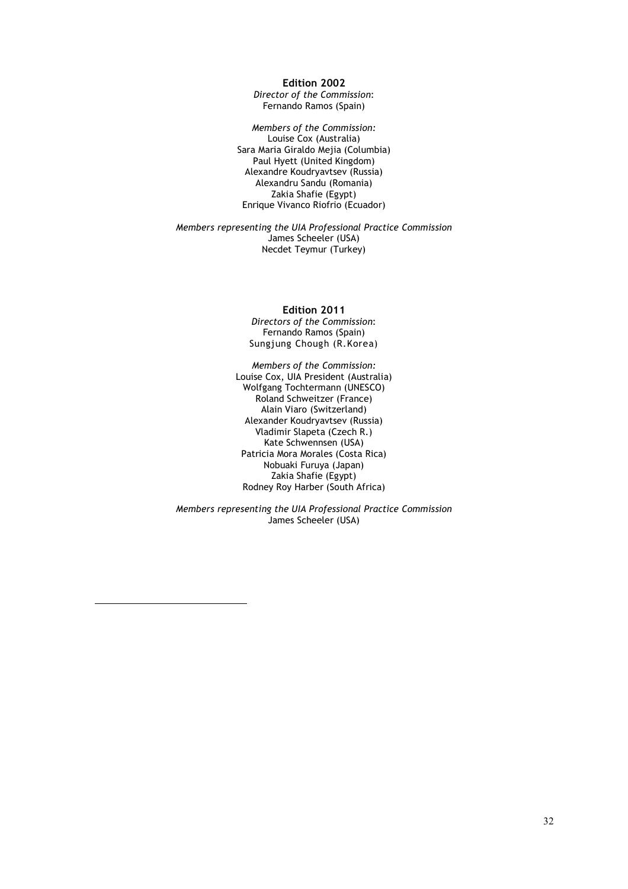**Edition 2002**

*Director of the Commission*:
Fernando Ramos (Spain)

*Members of the Commission:*
Louise Cox (Australia)
Sara Maria Giraldo Mejia (Columbia)
Paul Hyett (United Kingdom)
Alexandre Koudryavtsev (Russia)
Alexandru Sandu (Romania)
Zakia Shafie (Egypt)
Enrique Vivanco Riofrio (Ecuador)

*Members representing the UIA Professional Practice Commission*
James Scheeler (USA)
Necdet Teymur (Turkey)

**Edition 2011**

*Directors of the Commission*:
Fernando Ramos (Spain)
Sungjung Chough (R.Korea)

*Members of the Commission:*
Louise Cox, UIA President (Australia)
Wolfgang Tochtermann (UNESCO)
Roland Schweitzer (France)
Alain Viaro (Switzerland)
Alexander Koudryavtsev (Russia)
Vladimir Slapeta (Czech R.)
Kate Schwennsen (USA)
Patricia Mora Morales (Costa Rica)
Nobuaki Furuya (Japan)
Zakia Shafie (Egypt)
Rodney Roy Harber (South Africa)

*Members representing the UIA Professional Practice Commission*
James Scheeler (USA)